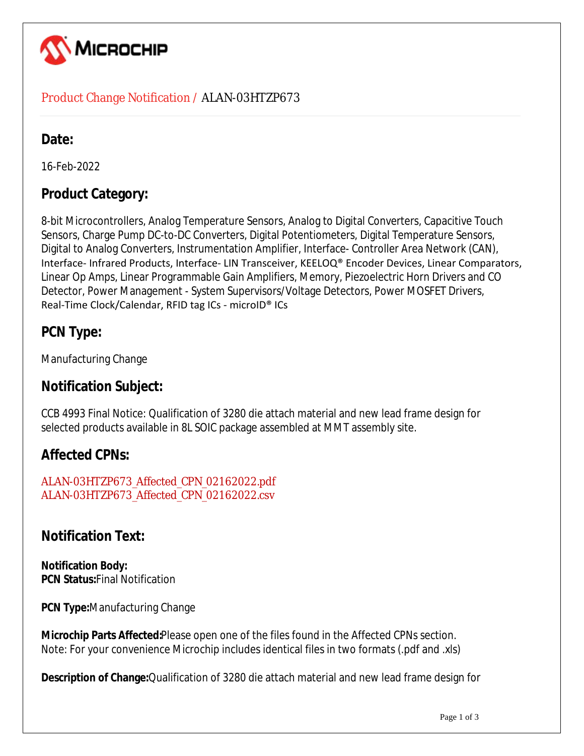MICROCHIP

Product Change Notification / ALAN-03HTZP673

## Date:

16-Feb-2022

## Product Category:

8-bit Microcontrollers, Analog Temperature Sensors, Analog to Digital Converters, Capacitive Touch Sensors, Charge Pump DC-to-DC Converters, Digital Potentiometers, Digital Temperature Sensors, Digital to Analog Converters, Instrumentation Amplifier, Interface- Controller Area Network (CAN), Interface- Infrared Products, Interface- LIN Transceiver, KEELOQ® Encoder Devices, Linear Comparators, Linear Op Amps, Linear Programmable Gain Amplifiers, Memory, Piezoelectric Horn Drivers and CO Detector, Power Management - System Supervisors/Voltage Detectors, Power MOSFET Drivers, Real-Time Clock/Calendar, RFID tag ICs - microID® ICs

## PCN Type:

Manufacturing Change

## Notification Subject:

CCB 4993 Final Notice: Qualification of 3280 die attach material and new lead frame design for selected products available in 8L SOIC package assembled at MMT assembly site.

## Affected CPNs:

ALAN-03HTZP673_Affected_CPN_02162022.pdf
ALAN-03HTZP673_Affected_CPN_02162022.csv

## Notification Text:

**Notification Body:**
**PCN Status:** Final Notification

**PCN Type:** Manufacturing Change

**Microchip Parts Affected:** Please open one of the files found in the Affected CPNs section.
Note: For your convenience Microchip includes identical files in two formats (.pdf and .xls)

**Description of Change:** Qualification of 3280 die attach material and new lead frame design for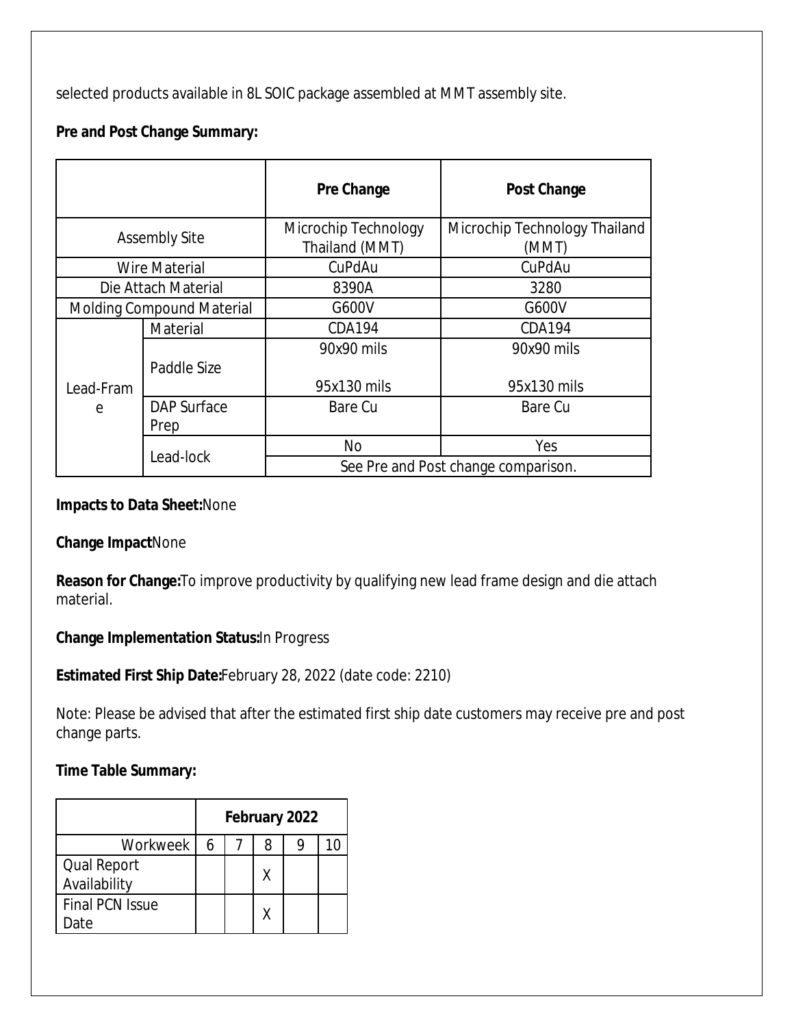selected products available in 8L SOIC package assembled at MMT assembly site.

**Pre and Post Change Summary:**

| | | Pre Change | Post Change |
|---|---|---|---|
| Assembly Site | | Microchip Technology Thailand (MMT) | Microchip Technology Thailand (MMT) |
| Wire Material | | CuPdAu | CuPdAu |
| Die Attach Material | | 8390A | 3280 |
| Molding Compound Material | | G600V | G600V |
| Lead-Frame | Material | CDA194 | CDA194 |
| | Paddle Size | 90x90 mils<br><br>95x130 mils | 90x90 mils<br><br>95x130 mils |
| | DAP Surface Prep | Bare Cu | Bare Cu |
| | Lead-lock | No | Yes |
| | | See Pre and Post change comparison. | |

**Impacts to Data Sheet:**None

**Change Impact**None

**Reason for Change:**To improve productivity by qualifying new lead frame design and die attach material.

**Change Implementation Status:**In Progress

**Estimated First Ship Date:**February 28, 2022 (date code: 2210)

Note: Please be advised that after the estimated first ship date customers may receive pre and post change parts.

**Time Table Summary:**

| | February 2022 | | | | |
|---|---|---|---|---|---|
| Workweek | 6 | 7 | 8 | 9 | 10 |
| Qual Report Availability | | | X | | |
| Final PCN Issue Date | | | X | | |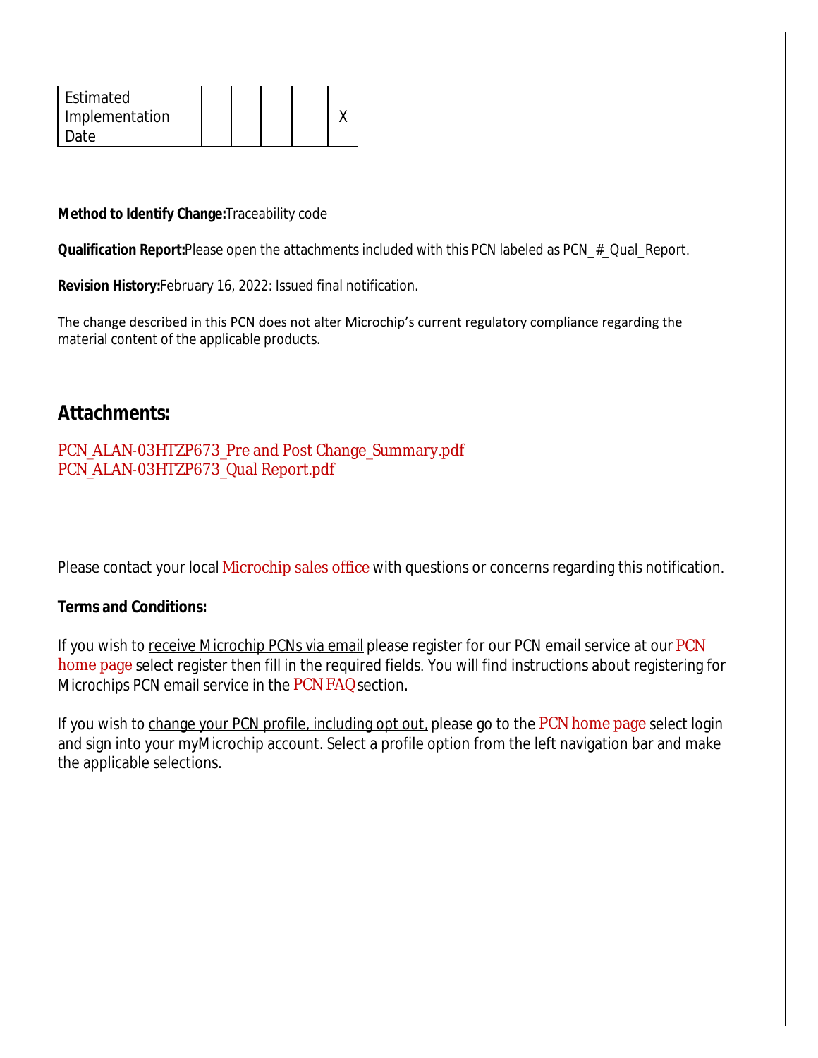| Estimated Implementation Date | | | | | X |
|---|---|---|---|---|---|

**Method to Identify Change:** Traceability code

**Qualification Report:** Please open the attachments included with this PCN labeled as PCN_#_Qual_Report.

**Revision History:** February 16, 2022: Issued final notification.

The change described in this PCN does not alter Microchip's current regulatory compliance regarding the material content of the applicable products.

## Attachments:

PCN_ALAN-03HTZP673_Pre and Post Change_Summary.pdf
PCN_ALAN-03HTZP673_Qual Report.pdf

Please contact your local Microchip sales office with questions or concerns regarding this notification.

**Terms and Conditions:**

If you wish to receive Microchip PCNs via email please register for our PCN email service at our PCN home page select register then fill in the required fields. You will find instructions about registering for Microchips PCN email service in the PCN FAQ section.

If you wish to change your PCN profile, including opt out, please go to the PCN home page select login and sign into your myMicrochip account. Select a profile option from the left navigation bar and make the applicable selections.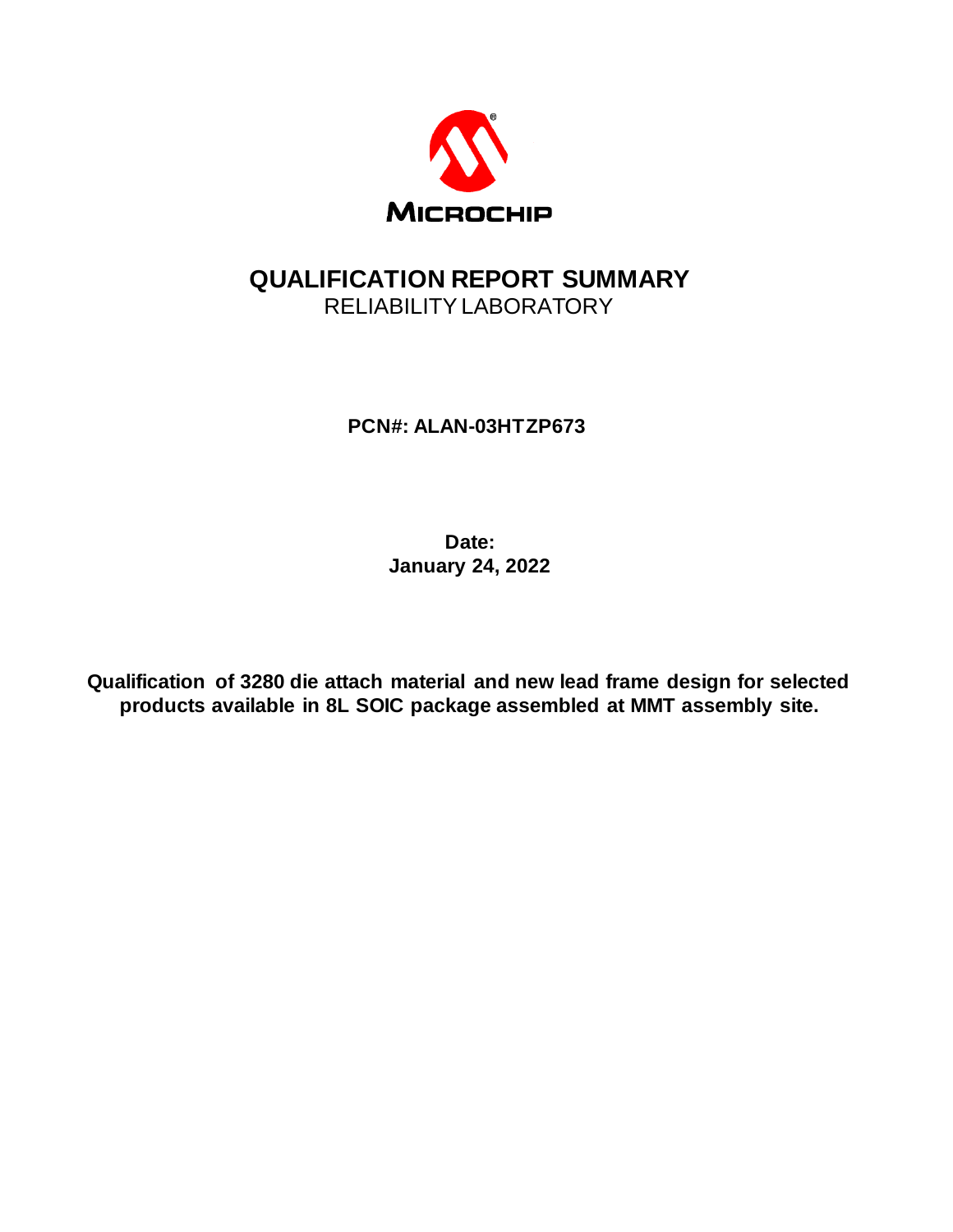MICROCHIP

# QUALIFICATION REPORT SUMMARY

RELIABILITY LABORATORY

**PCN#: ALAN-03HTZP673**

**Date:**
**January 24, 2022**

**Qualification of 3280 die attach material and new lead frame design for selected products available in 8L SOIC package assembled at MMT assembly site.**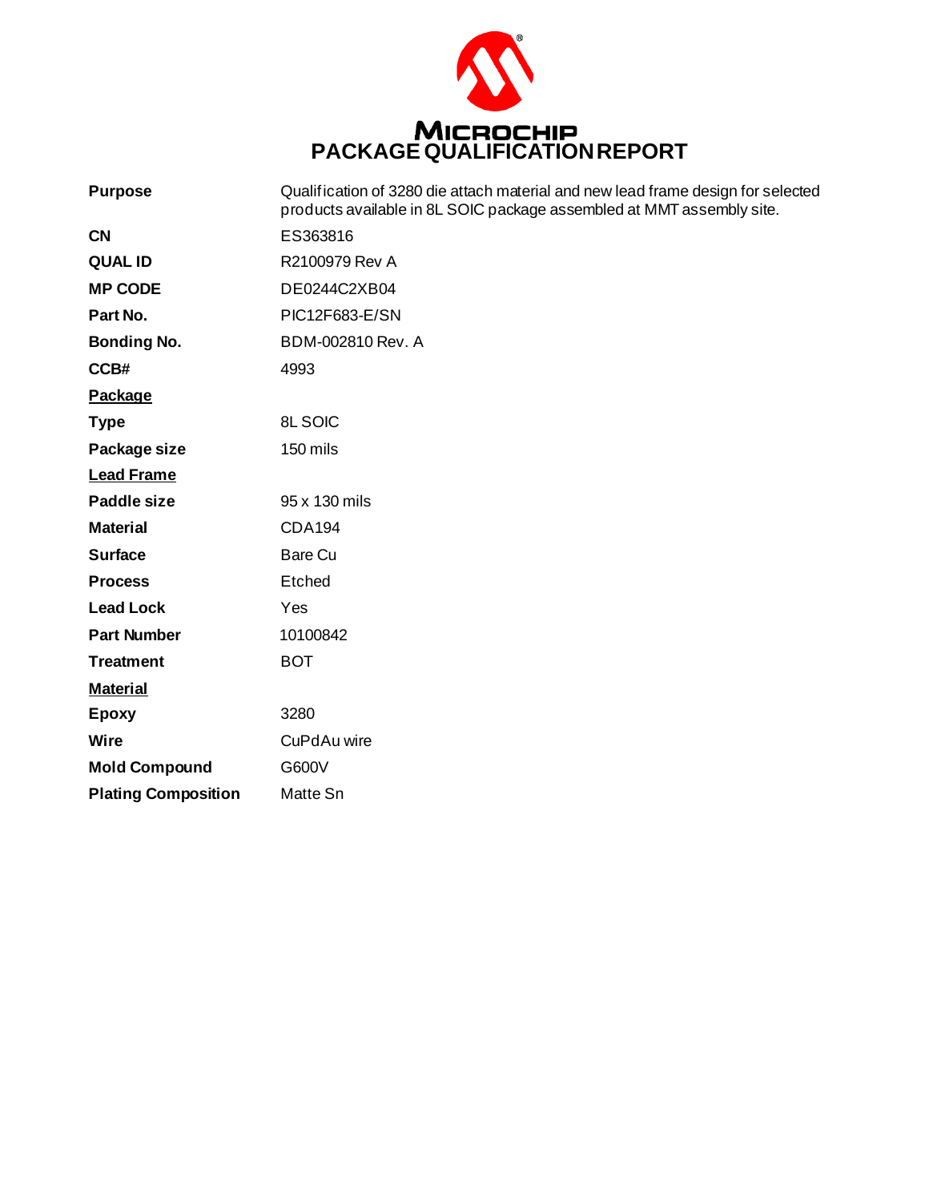# MICROCHIP
# PACKAGE QUALIFICATION REPORT

| | |
|---|---|
| **Purpose** | Qualification of 3280 die attach material and new lead frame design for selected products available in 8L SOIC package assembled at MMT assembly site. |
| **CN** | ES363816 |
| **QUAL ID** | R2100979 Rev A |
| **MP CODE** | DE0244C2XB04 |
| **Part No.** | PIC12F683-E/SN |
| **Bonding No.** | BDM-002810 Rev. A |
| **CCB#** | 4993 |
| **Package** | |
| **Type** | 8L SOIC |
| **Package size** | 150 mils |
| **Lead Frame** | |
| **Paddle size** | 95 x 130 mils |
| **Material** | CDA194 |
| **Surface** | Bare Cu |
| **Process** | Etched |
| **Lead Lock** | Yes |
| **Part Number** | 10100842 |
| **Treatment** | BOT |
| **Material** | |
| **Epoxy** | 3280 |
| **Wire** | CuPdAu wire |
| **Mold Compound** | G600V |
| **Plating Composition** | Matte Sn |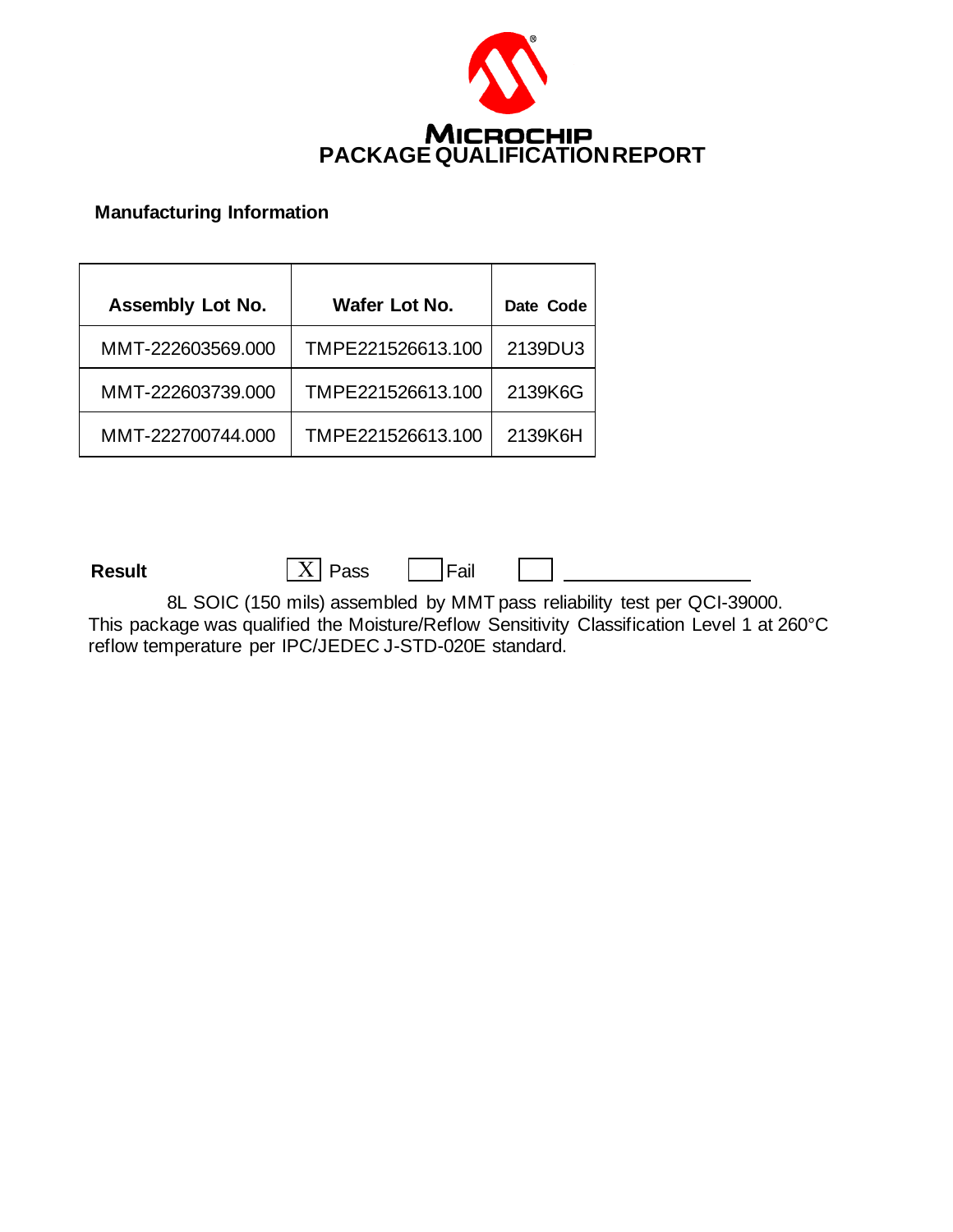# MICROCHIP PACKAGE QUALIFICATION REPORT

**Manufacturing Information**

| Assembly Lot No. | Wafer Lot No. | Date Code |
|---|---|---|
| MMT-222603569.000 | TMPE221526613.100 | 2139DU3 |
| MMT-222603739.000 | TMPE221526613.100 | 2139K6G |
| MMT-222700744.000 | TMPE221526613.100 | 2139K6H |

**Result** [X] Pass [ ] Fail [ ] ________________

8L SOIC (150 mils) assembled by MMT pass reliability test per QCI-39000. This package was qualified the Moisture/Reflow Sensitivity Classification Level 1 at 260°C reflow temperature per IPC/JEDEC J-STD-020E standard.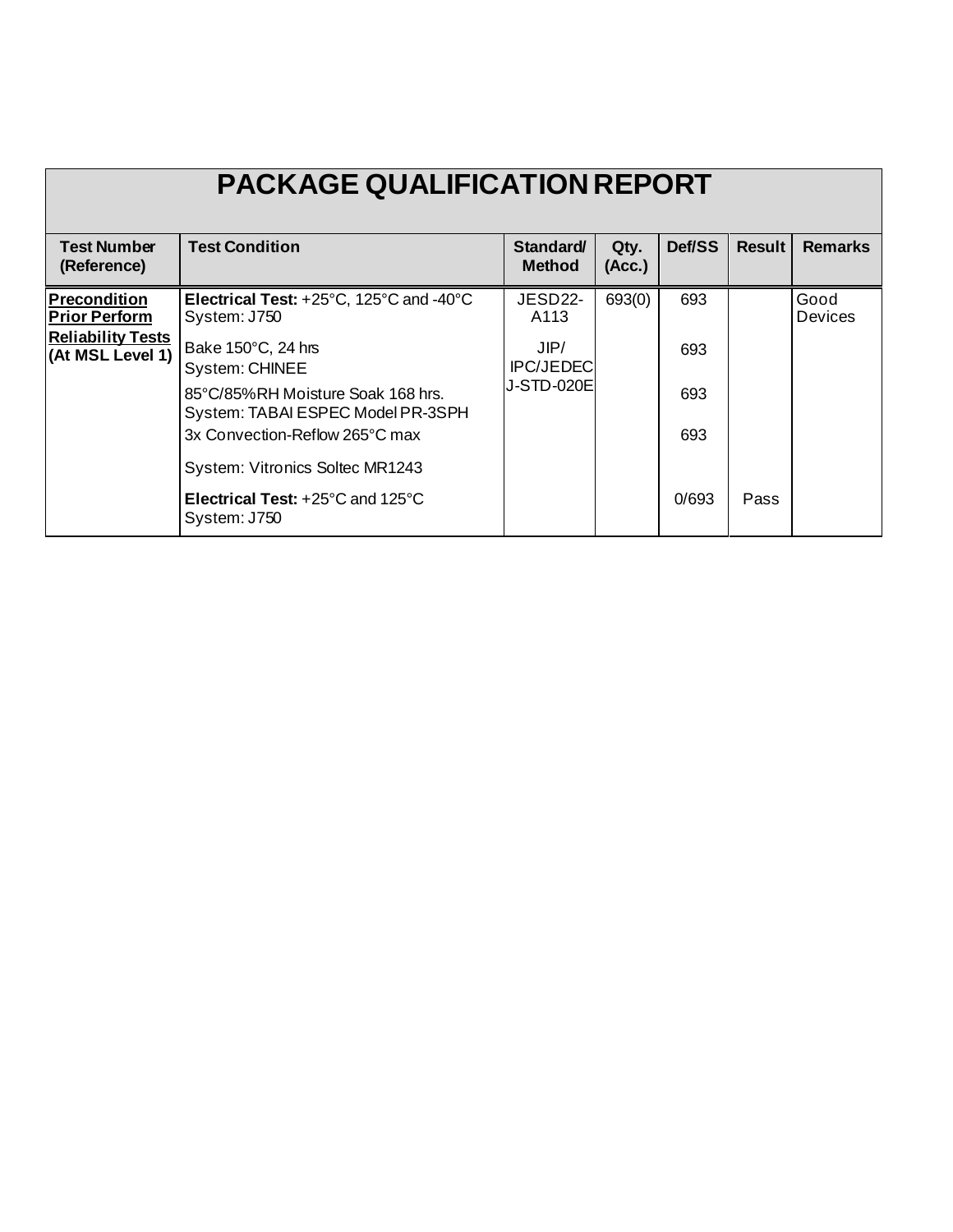# PACKAGE QUALIFICATION REPORT

| Test Number (Reference) | Test Condition | Standard/ Method | Qty. (Acc.) | Def/SS | Result | Remarks |
|---|---|---|---|---|---|---|
| **Precondition Prior Perform Reliability Tests (At MSL Level 1)** | **Electrical Test:** +25°C, 125°C and -40°C System: J750 | JESD22-A113 | 693(0) | 693 | | Good Devices |
| | Bake 150°C, 24 hrs System: CHINEE | JIP/ IPC/JEDEC J-STD-020E | | 693 | | |
| | 85°C/85%RH Moisture Soak 168 hrs. System: TABAI ESPEC Model PR-3SPH | | | 693 | | |
| | 3x Convection-Reflow 265°C max | | | 693 | | |
| | System: Vitronics Soltec MR1243 | | | | | |
| | **Electrical Test:** +25°C and 125°C System: J750 | | | 0/693 | Pass | |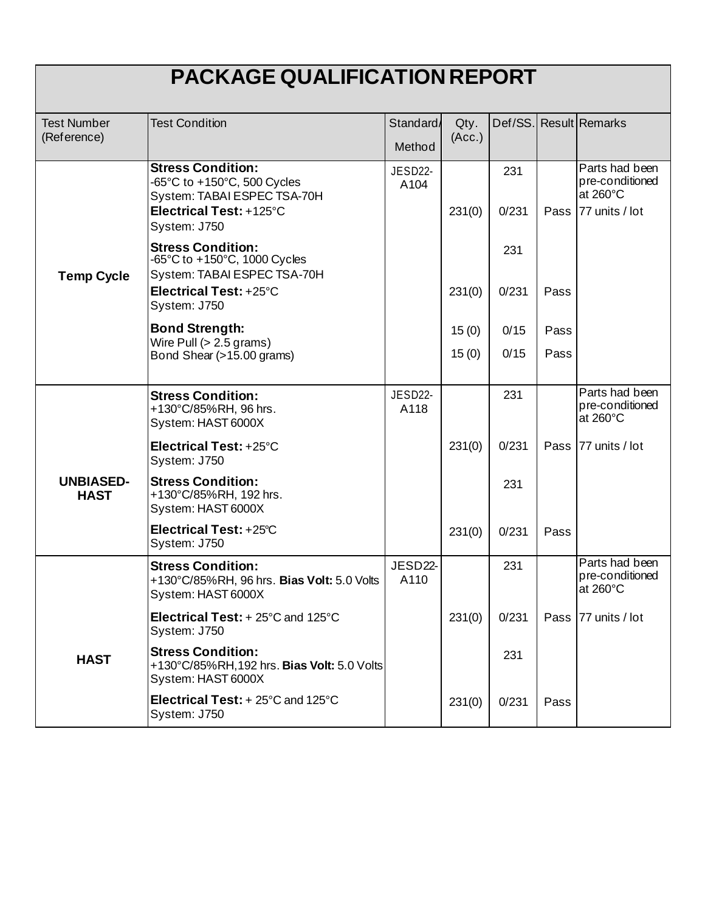# PACKAGE QUALIFICATION REPORT

| Test Number (Reference) | Test Condition | Standard/ Method | Qty. (Acc.) | Def/SS. | Result | Remarks |
|---|---|---|---|---|---|---|
| **Temp Cycle** | **Stress Condition:** -65°C to +150°C, 500 Cycles System: TABAI ESPEC TSA-70H | JESD22-A104 | | 231 | | Parts had been pre-conditioned at 260°C |
| | **Electrical Test:** +125°C System: J750 | | 231(0) | 0/231 | Pass | 77 units / lot |
| | **Stress Condition:** -65°C to +150°C, 1000 Cycles System: TABAI ESPEC TSA-70H | | | 231 | | |
| | **Electrical Test:** +25°C System: J750 | | 231(0) | 0/231 | Pass | |
| | **Bond Strength:** Wire Pull (> 2.5 grams) | | 15 (0) | 0/15 | Pass | |
| | Bond Shear (>15.00 grams) | | 15 (0) | 0/15 | Pass | |
| **UNBIASED-HAST** | **Stress Condition:** +130°C/85%RH, 96 hrs. System: HAST 6000X | JESD22-A118 | | 231 | | Parts had been pre-conditioned at 260°C |
| | **Electrical Test:** +25°C System: J750 | | 231(0) | 0/231 | Pass | 77 units / lot |
| | **Stress Condition:** +130°C/85%RH, 192 hrs. System: HAST 6000X | | | 231 | | |
| | **Electrical Test:** +25°C System: J750 | | 231(0) | 0/231 | Pass | |
| **HAST** | **Stress Condition:** +130°C/85%RH, 96 hrs. **Bias Volt:** 5.0 Volts System: HAST 6000X | JESD22-A110 | | 231 | | Parts had been pre-conditioned at 260°C |
| | **Electrical Test:** + 25°C and 125°C System: J750 | | 231(0) | 0/231 | Pass | 77 units / lot |
| | **Stress Condition:** +130°C/85%RH,192 hrs. **Bias Volt:** 5.0 Volts System: HAST 6000X | | | 231 | | |
| | **Electrical Test:** + 25°C and 125°C System: J750 | | 231(0) | 0/231 | Pass | |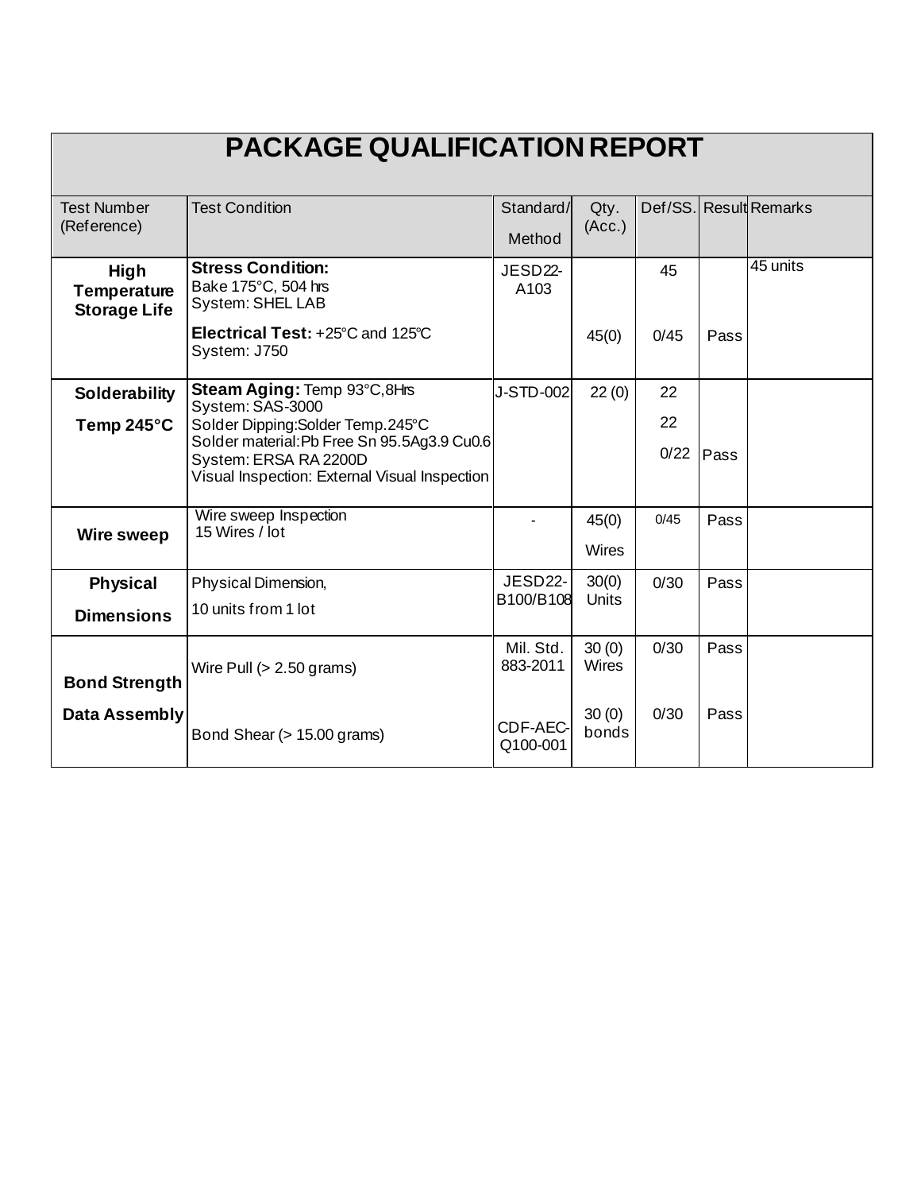# PACKAGE QUALIFICATION REPORT

| Test Number (Reference) | Test Condition | Standard/ Method | Qty. (Acc.) | Def/SS. | Result | Remarks |
|---|---|---|---|---|---|---|
| **High Temperature Storage Life** | **Stress Condition:** Bake 175°C, 504 hrs System: SHEL LAB | JESD22-A103 | | 45 | | 45 units |
| | **Electrical Test:** +25°C and 125°C System: J750 | | 45(0) | 0/45 | Pass | |
| **Solderability Temp 245°C** | **Steam Aging:** Temp 93°C,8Hrs System: SAS-3000 | J-STD-002 | 22 (0) | 22 | | |
| | Solder Dipping:Solder Temp.245°C Solder material:Pb Free Sn 95.5Ag3.9 Cu0.6 System: ERSA RA 2200D | | | 22 | | |
| | Visual Inspection: External Visual Inspection | | | 0/22 | Pass | |
| **Wire sweep** | Wire sweep Inspection 15 Wires / lot | - | 45(0) Wires | 0/45 | Pass | |
| **Physical Dimensions** | Physical Dimension, 10 units from 1 lot | JESD22-B100/B108 | 30(0) Units | 0/30 | Pass | |
| **Bond Strength Data Assembly** | Wire Pull (> 2.50 grams) | Mil. Std. 883-2011 | 30 (0) Wires | 0/30 | Pass | |
| | Bond Shear (> 15.00 grams) | CDF-AEC-Q100-001 | 30 (0) bonds | 0/30 | Pass | |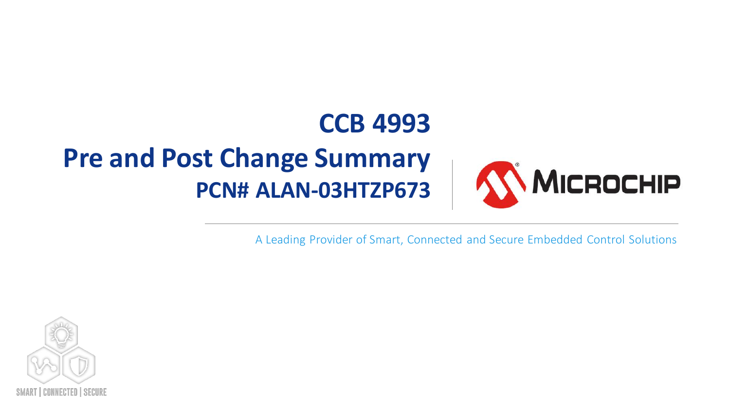# CCB 4993

# Pre and Post Change Summary

## PCN# ALAN-03HTZP673

A Leading Provider of Smart, Connected and Secure Embedded Control Solutions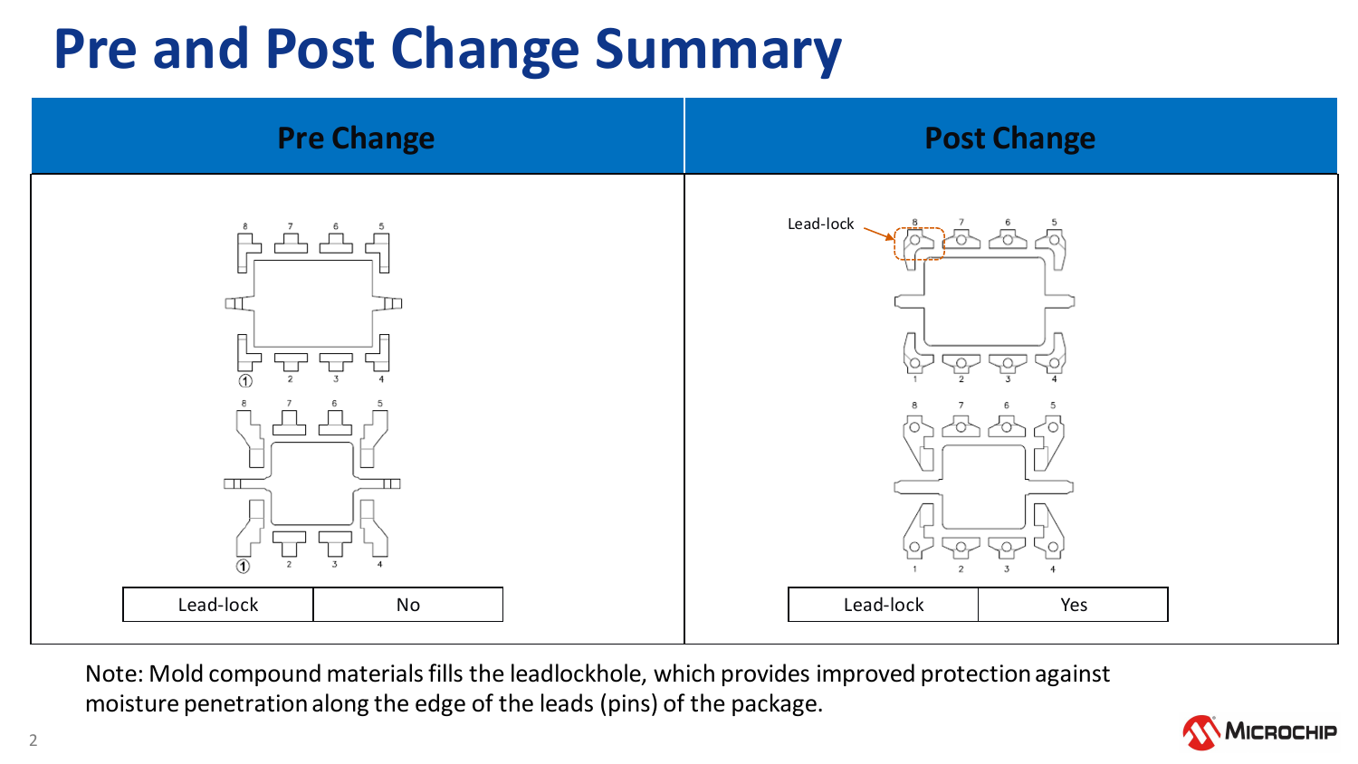# Pre and Post Change Summary

| Pre Change | Post Change |
|---|---|
| Lead-lock: No | Lead-lock: Yes |

Note: Mold compound materials fills the leadlockhole, which provides improved protection against moisture penetration along the edge of the leads (pins) of the package.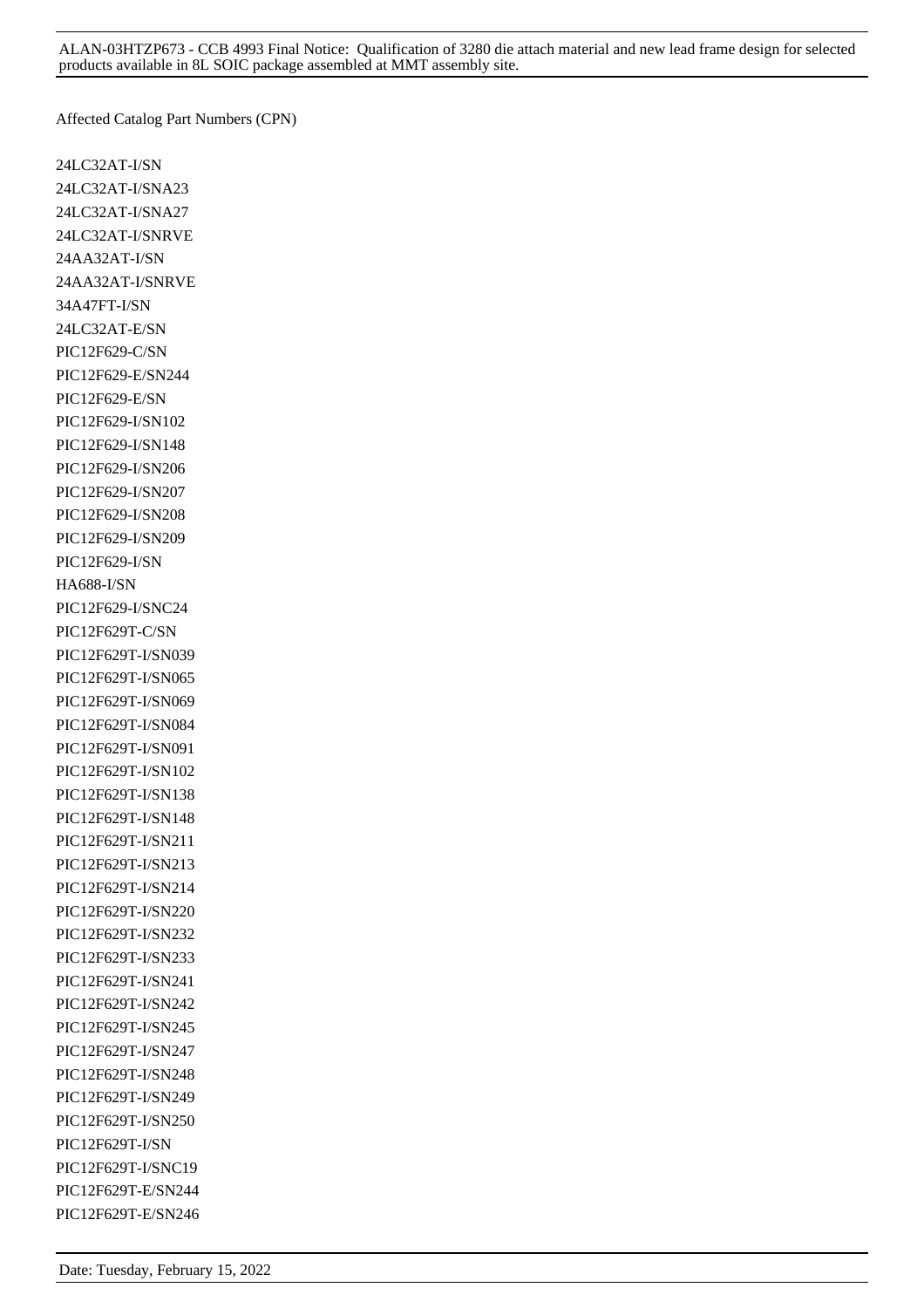Affected Catalog Part Numbers (CPN)

24LC32AT-I/SN
24LC32AT-I/SNA23
24LC32AT-I/SNA27
24LC32AT-I/SNRVE
24AA32AT-I/SN
24AA32AT-I/SNRVE
34A47FT-I/SN
24LC32AT-E/SN
PIC12F629-C/SN
PIC12F629-E/SN244
PIC12F629-E/SN
PIC12F629-I/SN102
PIC12F629-I/SN148
PIC12F629-I/SN206
PIC12F629-I/SN207
PIC12F629-I/SN208
PIC12F629-I/SN209
PIC12F629-I/SN
HA688-I/SN
PIC12F629-I/SNC24
PIC12F629T-C/SN
PIC12F629T-I/SN039
PIC12F629T-I/SN065
PIC12F629T-I/SN069
PIC12F629T-I/SN084
PIC12F629T-I/SN091
PIC12F629T-I/SN102
PIC12F629T-I/SN138
PIC12F629T-I/SN148
PIC12F629T-I/SN211
PIC12F629T-I/SN213
PIC12F629T-I/SN214
PIC12F629T-I/SN220
PIC12F629T-I/SN232
PIC12F629T-I/SN233
PIC12F629T-I/SN241
PIC12F629T-I/SN242
PIC12F629T-I/SN245
PIC12F629T-I/SN247
PIC12F629T-I/SN248
PIC12F629T-I/SN249
PIC12F629T-I/SN250
PIC12F629T-I/SN
PIC12F629T-I/SNC19
PIC12F629T-E/SN244
PIC12F629T-E/SN246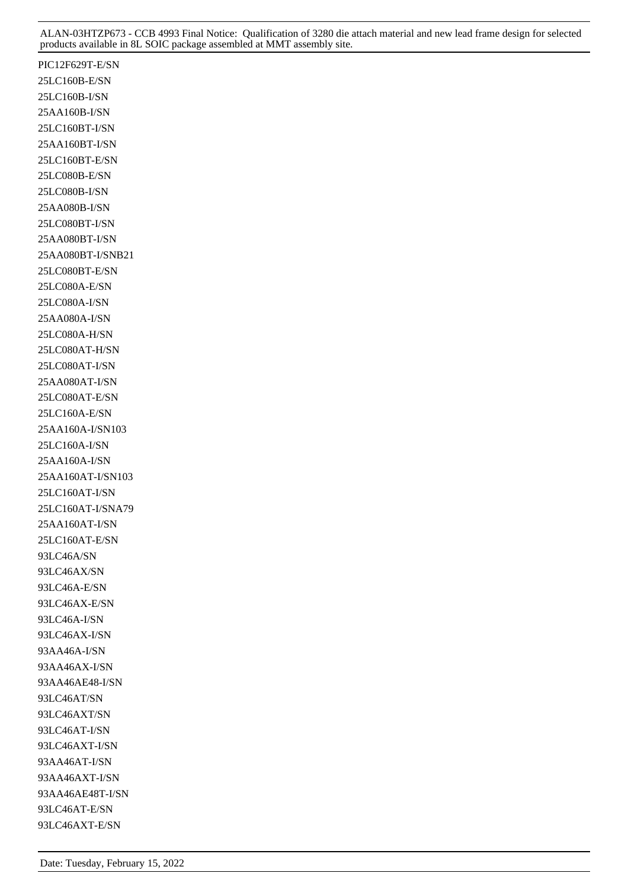PIC12F629T-E/SN
25LC160B-E/SN
25LC160B-I/SN
25AA160B-I/SN
25LC160BT-I/SN
25AA160BT-I/SN
25LC160BT-E/SN
25LC080B-E/SN
25LC080B-I/SN
25AA080B-I/SN
25LC080BT-I/SN
25AA080BT-I/SN
25AA080BT-I/SNB21
25LC080BT-E/SN
25LC080A-E/SN
25LC080A-I/SN
25AA080A-I/SN
25LC080A-H/SN
25LC080AT-H/SN
25LC080AT-I/SN
25AA080AT-I/SN
25LC080AT-E/SN
25LC160A-E/SN
25AA160A-I/SN103
25LC160A-I/SN
25AA160A-I/SN
25AA160AT-I/SN103
25LC160AT-I/SN
25LC160AT-I/SNA79
25AA160AT-I/SN
25LC160AT-E/SN
93LC46A/SN
93LC46AX/SN
93LC46A-E/SN
93LC46AX-E/SN
93LC46A-I/SN
93LC46AX-I/SN
93AA46A-I/SN
93AA46AX-I/SN
93AA46AE48-I/SN
93LC46AT/SN
93LC46AXT/SN
93LC46AT-I/SN
93LC46AXT-I/SN
93AA46AT-I/SN
93AA46AXT-I/SN
93AA46AE48T-I/SN
93LC46AT-E/SN
93LC46AXT-E/SN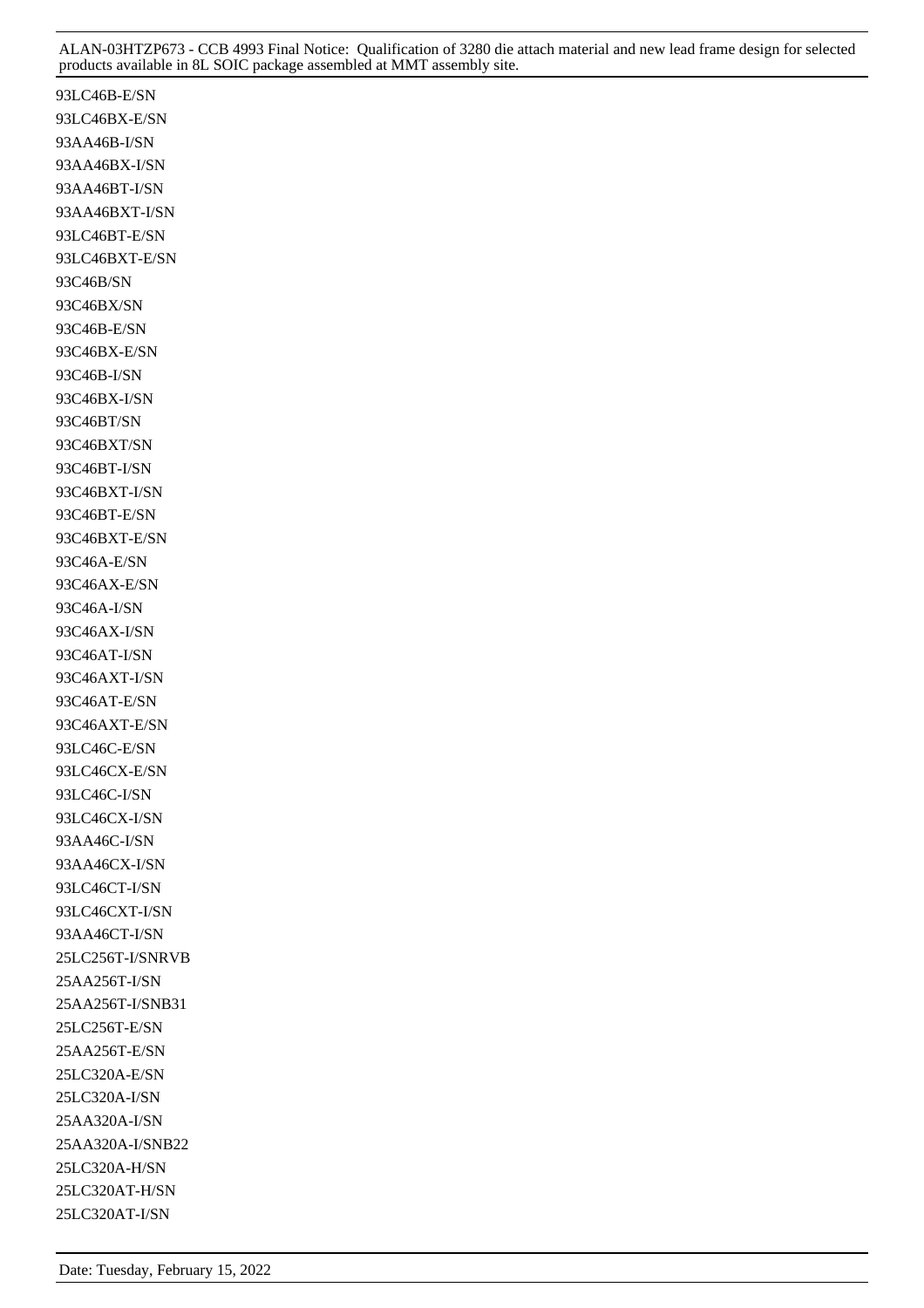93LC46B-E/SN

93LC46BX-E/SN

93AA46B-I/SN

93AA46BX-I/SN

93AA46BT-I/SN

93AA46BXT-I/SN

93LC46BT-E/SN

93LC46BXT-E/SN

93C46B/SN

93C46BX/SN

93C46B-E/SN

93C46BX-E/SN

93C46B-I/SN

93C46BX-I/SN

93C46BT/SN

93C46BXT/SN

93C46BT-I/SN

93C46BXT-I/SN

93C46BT-E/SN

93C46BXT-E/SN

93C46A-E/SN

93C46AX-E/SN

93C46A-I/SN

93C46AX-I/SN

93C46AT-I/SN

93C46AXT-I/SN

93C46AT-E/SN

93C46AXT-E/SN

93LC46C-E/SN

93LC46CX-E/SN

93LC46C-I/SN

93LC46CX-I/SN

93AA46C-I/SN

93AA46CX-I/SN

93LC46CT-I/SN

93LC46CXT-I/SN

93AA46CT-I/SN

25LC256T-I/SNRVB

25AA256T-I/SN

25AA256T-I/SNB31

25LC256T-E/SN

25AA256T-E/SN

25LC320A-E/SN

25LC320A-I/SN

25AA320A-I/SN

25AA320A-I/SNB22

25LC320A-H/SN

25LC320AT-H/SN

25LC320AT-I/SN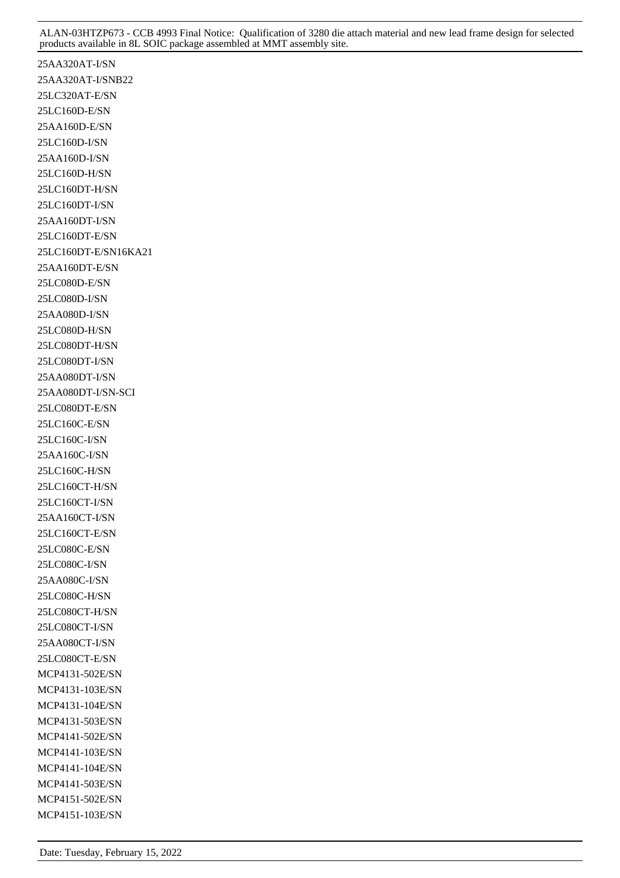25AA320AT-I/SN
25AA320AT-I/SNB22
25LC320AT-E/SN
25LC160D-E/SN
25AA160D-E/SN
25LC160D-I/SN
25AA160D-I/SN
25LC160D-H/SN
25LC160DT-H/SN
25LC160DT-I/SN
25AA160DT-I/SN
25LC160DT-E/SN
25LC160DT-E/SN16KA21
25AA160DT-E/SN
25LC080D-E/SN
25LC080D-I/SN
25AA080D-I/SN
25LC080D-H/SN
25LC080DT-H/SN
25LC080DT-I/SN
25AA080DT-I/SN
25AA080DT-I/SN-SCI
25LC080DT-E/SN
25LC160C-E/SN
25LC160C-I/SN
25AA160C-I/SN
25LC160C-H/SN
25LC160CT-H/SN
25LC160CT-I/SN
25AA160CT-I/SN
25LC160CT-E/SN
25LC080C-E/SN
25LC080C-I/SN
25AA080C-I/SN
25LC080C-H/SN
25LC080CT-H/SN
25LC080CT-I/SN
25AA080CT-I/SN
25LC080CT-E/SN
MCP4131-502E/SN
MCP4131-103E/SN
MCP4131-104E/SN
MCP4131-503E/SN
MCP4141-502E/SN
MCP4141-103E/SN
MCP4141-104E/SN
MCP4141-503E/SN
MCP4151-502E/SN
MCP4151-103E/SN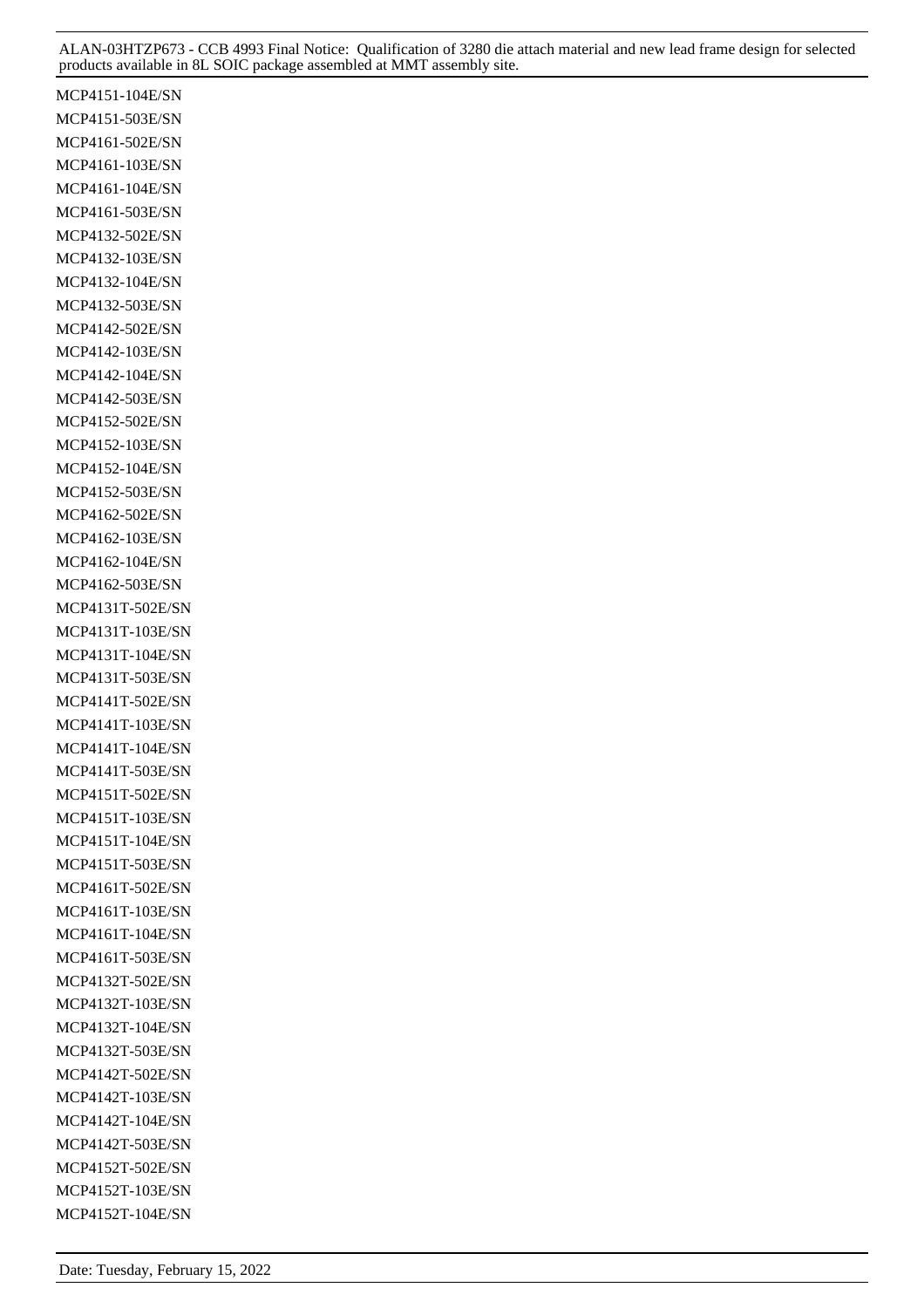MCP4151-104E/SN
MCP4151-503E/SN
MCP4161-502E/SN
MCP4161-103E/SN
MCP4161-104E/SN
MCP4161-503E/SN
MCP4132-502E/SN
MCP4132-103E/SN
MCP4132-104E/SN
MCP4132-503E/SN
MCP4142-502E/SN
MCP4142-103E/SN
MCP4142-104E/SN
MCP4142-503E/SN
MCP4152-502E/SN
MCP4152-103E/SN
MCP4152-104E/SN
MCP4152-503E/SN
MCP4162-502E/SN
MCP4162-103E/SN
MCP4162-104E/SN
MCP4162-503E/SN
MCP4131T-502E/SN
MCP4131T-103E/SN
MCP4131T-104E/SN
MCP4131T-503E/SN
MCP4141T-502E/SN
MCP4141T-103E/SN
MCP4141T-104E/SN
MCP4141T-503E/SN
MCP4151T-502E/SN
MCP4151T-103E/SN
MCP4151T-104E/SN
MCP4151T-503E/SN
MCP4161T-502E/SN
MCP4161T-103E/SN
MCP4161T-104E/SN
MCP4161T-503E/SN
MCP4132T-502E/SN
MCP4132T-103E/SN
MCP4132T-104E/SN
MCP4132T-503E/SN
MCP4142T-502E/SN
MCP4142T-103E/SN
MCP4142T-104E/SN
MCP4142T-503E/SN
MCP4152T-502E/SN
MCP4152T-103E/SN
MCP4152T-104E/SN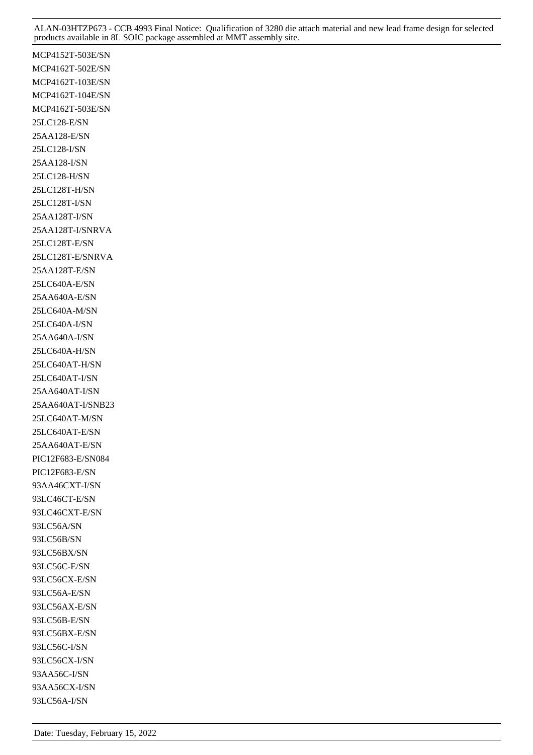MCP4152T-503E/SN
MCP4162T-502E/SN
MCP4162T-103E/SN
MCP4162T-104E/SN
MCP4162T-503E/SN
25LC128-E/SN
25AA128-E/SN
25LC128-I/SN
25AA128-I/SN
25LC128-H/SN
25LC128T-H/SN
25LC128T-I/SN
25AA128T-I/SN
25AA128T-I/SNRVA
25LC128T-E/SN
25LC128T-E/SNRVA
25AA128T-E/SN
25LC640A-E/SN
25AA640A-E/SN
25LC640A-M/SN
25LC640A-I/SN
25AA640A-I/SN
25LC640A-H/SN
25LC640AT-H/SN
25LC640AT-I/SN
25AA640AT-I/SN
25AA640AT-I/SNB23
25LC640AT-M/SN
25LC640AT-E/SN
25AA640AT-E/SN
PIC12F683-E/SN084
PIC12F683-E/SN
93AA46CXT-I/SN
93LC46CT-E/SN
93LC46CXT-E/SN
93LC56A/SN
93LC56B/SN
93LC56BX/SN
93LC56C-E/SN
93LC56CX-E/SN
93LC56A-E/SN
93LC56AX-E/SN
93LC56B-E/SN
93LC56BX-E/SN
93LC56C-I/SN
93LC56CX-I/SN
93AA56C-I/SN
93AA56CX-I/SN
93LC56A-I/SN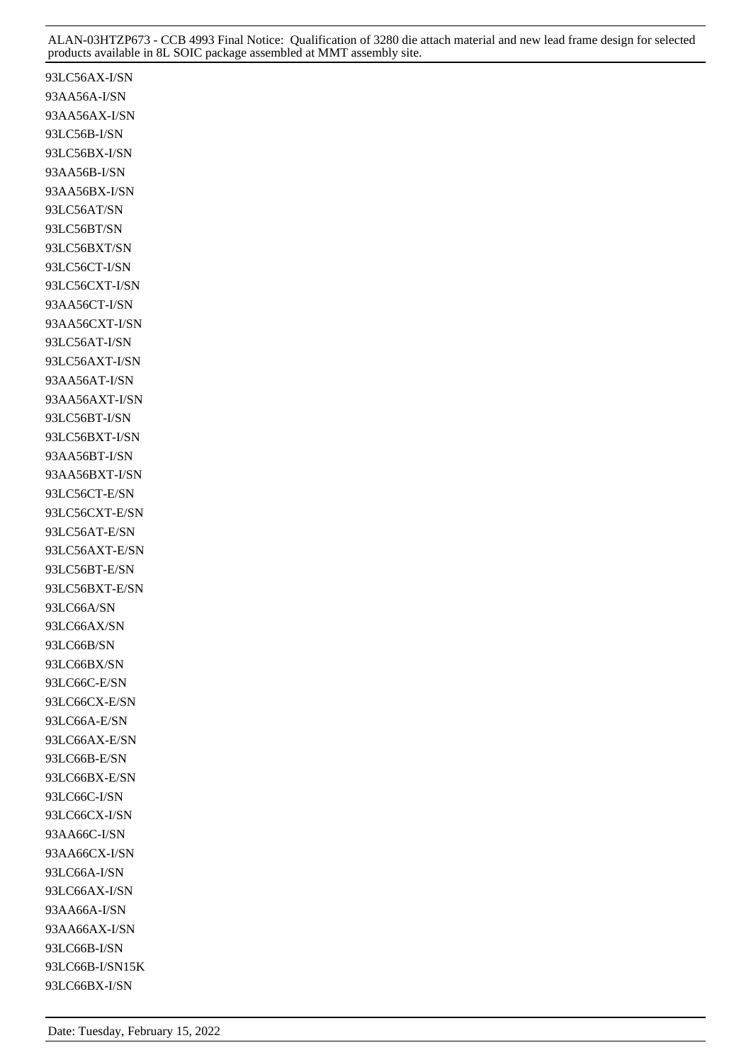93LC56AX-I/SN

93AA56A-I/SN

93AA56AX-I/SN

93LC56B-I/SN

93LC56BX-I/SN

93AA56B-I/SN

93AA56BX-I/SN

93LC56AT/SN

93LC56BT/SN

93LC56BXT/SN

93LC56CT-I/SN

93LC56CXT-I/SN

93AA56CT-I/SN

93AA56CXT-I/SN

93LC56AT-I/SN

93LC56AXT-I/SN

93AA56AT-I/SN

93AA56AXT-I/SN

93LC56BT-I/SN

93LC56BXT-I/SN

93AA56BT-I/SN

93AA56BXT-I/SN

93LC56CT-E/SN

93LC56CXT-E/SN

93LC56AT-E/SN

93LC56AXT-E/SN

93LC56BT-E/SN

93LC56BXT-E/SN

93LC66A/SN

93LC66AX/SN

93LC66B/SN

93LC66BX/SN

93LC66C-E/SN

93LC66CX-E/SN

93LC66A-E/SN

93LC66AX-E/SN

93LC66B-E/SN

93LC66BX-E/SN

93LC66C-I/SN

93LC66CX-I/SN

93AA66C-I/SN

93AA66CX-I/SN

93LC66A-I/SN

93LC66AX-I/SN

93AA66A-I/SN

93AA66AX-I/SN

93LC66B-I/SN

93LC66B-I/SN15K

93LC66BX-I/SN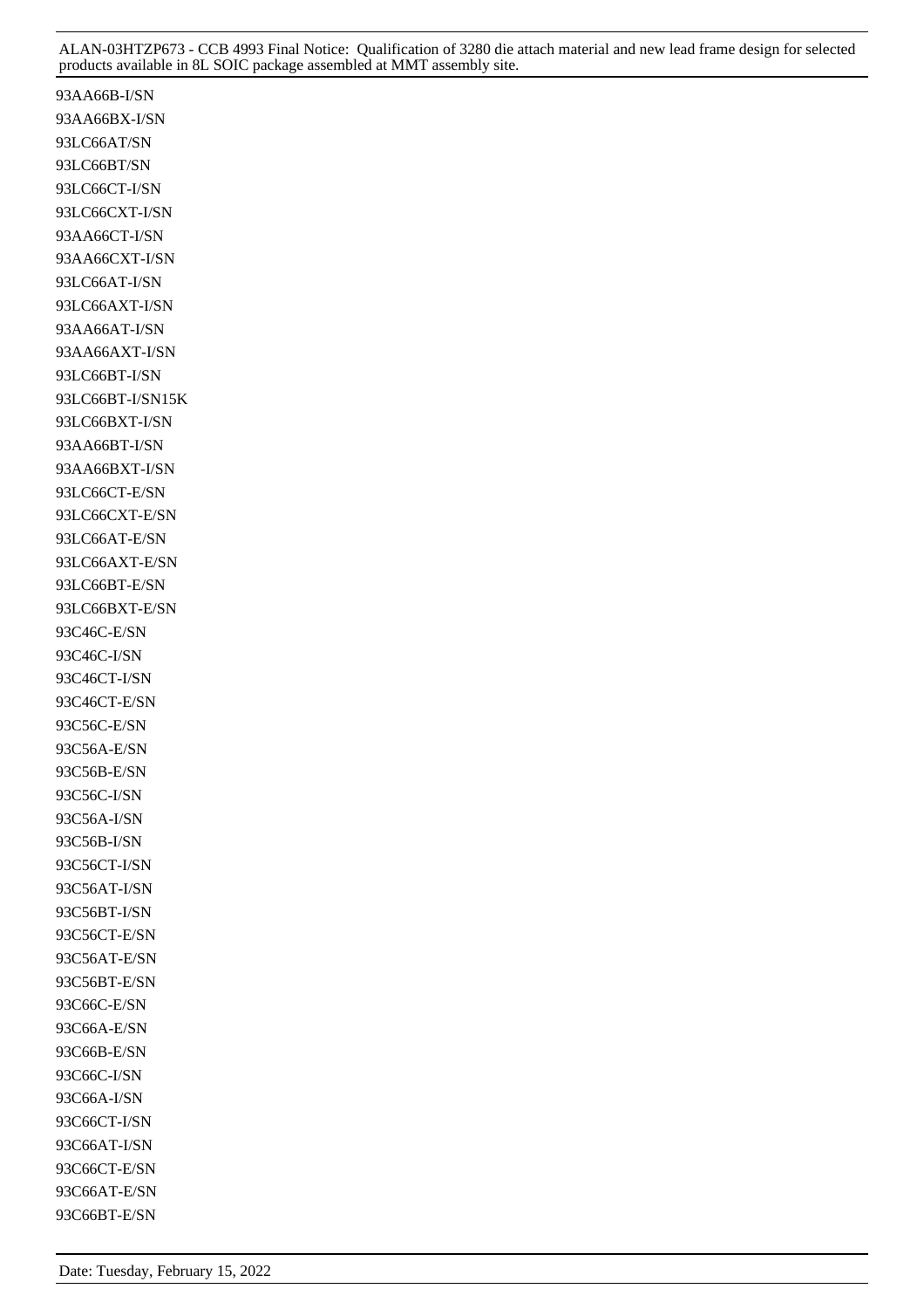93AA66B-I/SN
93AA66BX-I/SN
93LC66AT/SN
93LC66BT/SN
93LC66CT-I/SN
93LC66CXT-I/SN
93AA66CT-I/SN
93AA66CXT-I/SN
93LC66AT-I/SN
93LC66AXT-I/SN
93AA66AT-I/SN
93AA66AXT-I/SN
93LC66BT-I/SN
93LC66BT-I/SN15K
93LC66BXT-I/SN
93AA66BT-I/SN
93AA66BXT-I/SN
93LC66CT-E/SN
93LC66CXT-E/SN
93LC66AT-E/SN
93LC66AXT-E/SN
93LC66BT-E/SN
93LC66BXT-E/SN
93C46C-E/SN
93C46C-I/SN
93C46CT-I/SN
93C46CT-E/SN
93C56C-E/SN
93C56A-E/SN
93C56B-E/SN
93C56C-I/SN
93C56A-I/SN
93C56B-I/SN
93C56CT-I/SN
93C56AT-I/SN
93C56BT-I/SN
93C56CT-E/SN
93C56AT-E/SN
93C56BT-E/SN
93C66C-E/SN
93C66A-E/SN
93C66B-E/SN
93C66C-I/SN
93C66A-I/SN
93C66CT-I/SN
93C66AT-I/SN
93C66CT-E/SN
93C66AT-E/SN
93C66BT-E/SN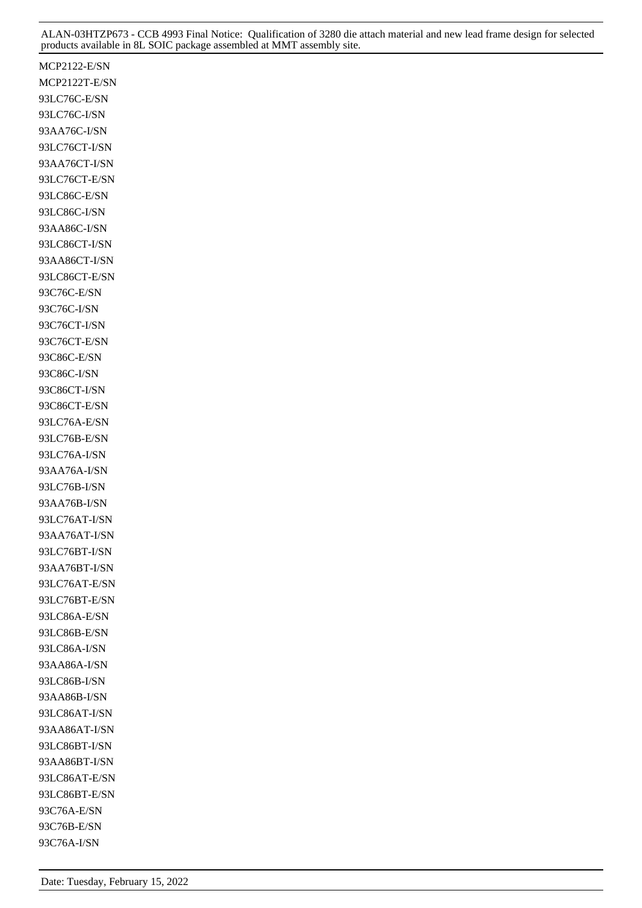MCP2122-E/SN
MCP2122T-E/SN
93LC76C-E/SN
93LC76C-I/SN
93AA76C-I/SN
93LC76CT-I/SN
93AA76CT-I/SN
93LC76CT-E/SN
93LC86C-E/SN
93LC86C-I/SN
93AA86C-I/SN
93LC86CT-I/SN
93AA86CT-I/SN
93LC86CT-E/SN
93C76C-E/SN
93C76C-I/SN
93C76CT-I/SN
93C76CT-E/SN
93C86C-E/SN
93C86C-I/SN
93C86CT-I/SN
93C86CT-E/SN
93LC76A-E/SN
93LC76B-E/SN
93LC76A-I/SN
93AA76A-I/SN
93LC76B-I/SN
93AA76B-I/SN
93LC76AT-I/SN
93AA76AT-I/SN
93LC76BT-I/SN
93AA76BT-I/SN
93LC76AT-E/SN
93LC76BT-E/SN
93LC86A-E/SN
93LC86B-E/SN
93LC86A-I/SN
93AA86A-I/SN
93LC86B-I/SN
93AA86B-I/SN
93LC86AT-I/SN
93AA86AT-I/SN
93LC86BT-I/SN
93AA86BT-I/SN
93LC86AT-E/SN
93LC86BT-E/SN
93C76A-E/SN
93C76B-E/SN
93C76A-I/SN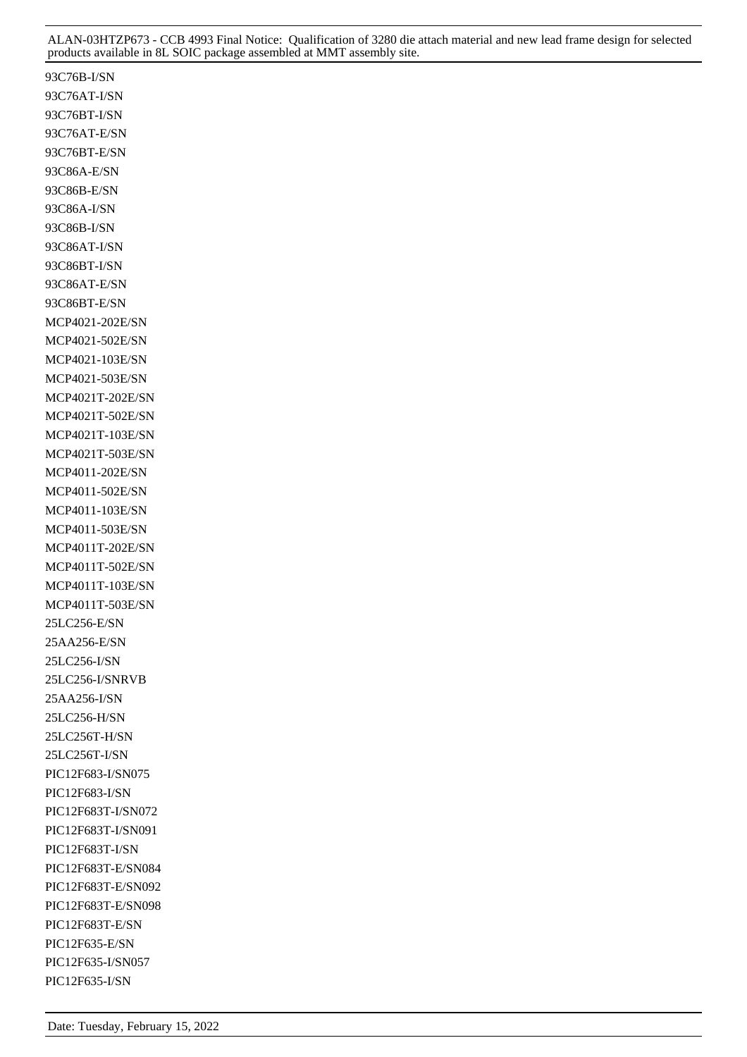93C76B-I/SN
93C76AT-I/SN
93C76BT-I/SN
93C76AT-E/SN
93C76BT-E/SN
93C86A-E/SN
93C86B-E/SN
93C86A-I/SN
93C86B-I/SN
93C86AT-I/SN
93C86BT-I/SN
93C86AT-E/SN
93C86BT-E/SN
MCP4021-202E/SN
MCP4021-502E/SN
MCP4021-103E/SN
MCP4021-503E/SN
MCP4021T-202E/SN
MCP4021T-502E/SN
MCP4021T-103E/SN
MCP4021T-503E/SN
MCP4011-202E/SN
MCP4011-502E/SN
MCP4011-103E/SN
MCP4011-503E/SN
MCP4011T-202E/SN
MCP4011T-502E/SN
MCP4011T-103E/SN
MCP4011T-503E/SN
25LC256-E/SN
25AA256-E/SN
25LC256-I/SN
25LC256-I/SNRVB
25AA256-I/SN
25LC256-H/SN
25LC256T-H/SN
25LC256T-I/SN
PIC12F683-I/SN075
PIC12F683-I/SN
PIC12F683T-I/SN072
PIC12F683T-I/SN091
PIC12F683T-I/SN
PIC12F683T-E/SN084
PIC12F683T-E/SN092
PIC12F683T-E/SN098
PIC12F683T-E/SN
PIC12F635-E/SN
PIC12F635-I/SN057
PIC12F635-I/SN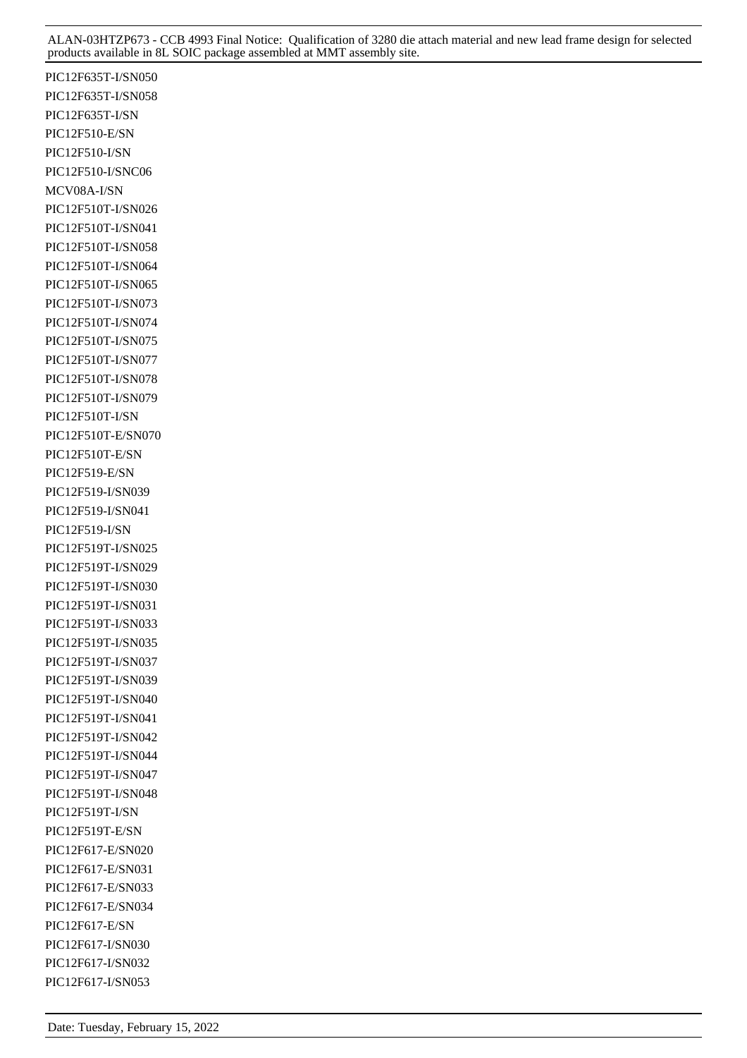PIC12F635T-I/SN050
PIC12F635T-I/SN058
PIC12F635T-I/SN
PIC12F510-E/SN
PIC12F510-I/SN
PIC12F510-I/SNC06
MCV08A-I/SN
PIC12F510T-I/SN026
PIC12F510T-I/SN041
PIC12F510T-I/SN058
PIC12F510T-I/SN064
PIC12F510T-I/SN065
PIC12F510T-I/SN073
PIC12F510T-I/SN074
PIC12F510T-I/SN075
PIC12F510T-I/SN077
PIC12F510T-I/SN078
PIC12F510T-I/SN079
PIC12F510T-I/SN
PIC12F510T-E/SN070
PIC12F510T-E/SN
PIC12F519-E/SN
PIC12F519-I/SN039
PIC12F519-I/SN041
PIC12F519-I/SN
PIC12F519T-I/SN025
PIC12F519T-I/SN029
PIC12F519T-I/SN030
PIC12F519T-I/SN031
PIC12F519T-I/SN033
PIC12F519T-I/SN035
PIC12F519T-I/SN037
PIC12F519T-I/SN039
PIC12F519T-I/SN040
PIC12F519T-I/SN041
PIC12F519T-I/SN042
PIC12F519T-I/SN044
PIC12F519T-I/SN047
PIC12F519T-I/SN048
PIC12F519T-I/SN
PIC12F519T-E/SN
PIC12F617-E/SN020
PIC12F617-E/SN031
PIC12F617-E/SN033
PIC12F617-E/SN034
PIC12F617-E/SN
PIC12F617-I/SN030
PIC12F617-I/SN032
PIC12F617-I/SN053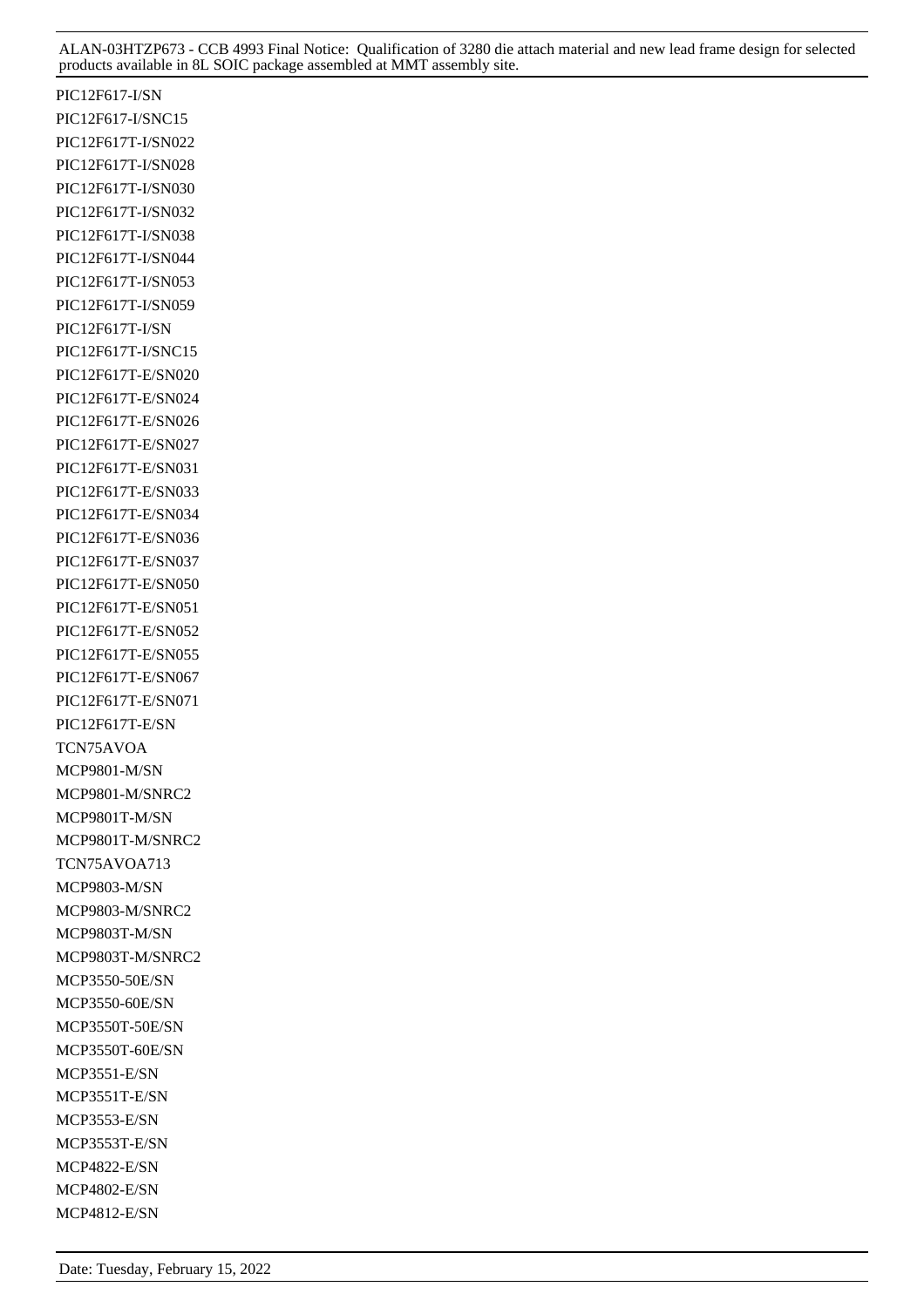PIC12F617-I/SN
PIC12F617-I/SNC15
PIC12F617T-I/SN022
PIC12F617T-I/SN028
PIC12F617T-I/SN030
PIC12F617T-I/SN032
PIC12F617T-I/SN038
PIC12F617T-I/SN044
PIC12F617T-I/SN053
PIC12F617T-I/SN059
PIC12F617T-I/SN
PIC12F617T-I/SNC15
PIC12F617T-E/SN020
PIC12F617T-E/SN024
PIC12F617T-E/SN026
PIC12F617T-E/SN027
PIC12F617T-E/SN031
PIC12F617T-E/SN033
PIC12F617T-E/SN034
PIC12F617T-E/SN036
PIC12F617T-E/SN037
PIC12F617T-E/SN050
PIC12F617T-E/SN051
PIC12F617T-E/SN052
PIC12F617T-E/SN055
PIC12F617T-E/SN067
PIC12F617T-E/SN071
PIC12F617T-E/SN
TCN75AVOA
MCP9801-M/SN
MCP9801-M/SNRC2
MCP9801T-M/SN
MCP9801T-M/SNRC2
TCN75AVOA713
MCP9803-M/SN
MCP9803-M/SNRC2
MCP9803T-M/SN
MCP9803T-M/SNRC2
MCP3550-50E/SN
MCP3550-60E/SN
MCP3550T-50E/SN
MCP3550T-60E/SN
MCP3551-E/SN
MCP3551T-E/SN
MCP3553-E/SN
MCP3553T-E/SN
MCP4822-E/SN
MCP4802-E/SN
MCP4812-E/SN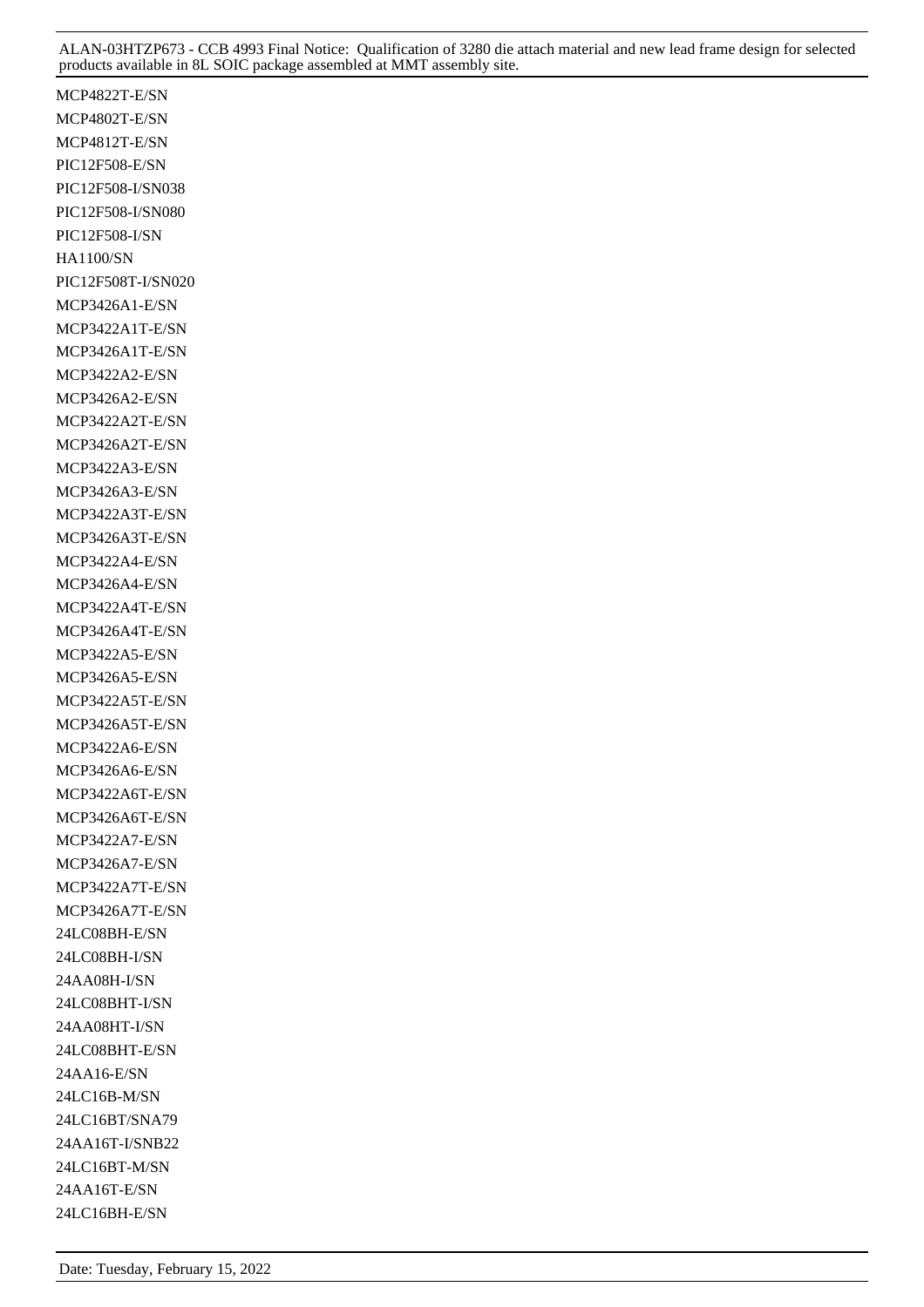MCP4822T-E/SN
MCP4802T-E/SN
MCP4812T-E/SN
PIC12F508-E/SN
PIC12F508-I/SN038
PIC12F508-I/SN080
PIC12F508-I/SN
HA1100/SN
PIC12F508T-I/SN020
MCP3426A1-E/SN
MCP3422A1T-E/SN
MCP3426A1T-E/SN
MCP3422A2-E/SN
MCP3426A2-E/SN
MCP3422A2T-E/SN
MCP3426A2T-E/SN
MCP3422A3-E/SN
MCP3426A3-E/SN
MCP3422A3T-E/SN
MCP3426A3T-E/SN
MCP3422A4-E/SN
MCP3426A4-E/SN
MCP3422A4T-E/SN
MCP3426A4T-E/SN
MCP3422A5-E/SN
MCP3426A5-E/SN
MCP3422A5T-E/SN
MCP3426A5T-E/SN
MCP3422A6-E/SN
MCP3426A6-E/SN
MCP3422A6T-E/SN
MCP3426A6T-E/SN
MCP3422A7-E/SN
MCP3426A7-E/SN
MCP3422A7T-E/SN
MCP3426A7T-E/SN
24LC08BH-E/SN
24LC08BH-I/SN
24AA08H-I/SN
24LC08BHT-I/SN
24AA08HT-I/SN
24LC08BHT-E/SN
24AA16-E/SN
24LC16B-M/SN
24LC16BT/SNA79
24AA16T-I/SNB22
24LC16BT-M/SN
24AA16T-E/SN
24LC16BH-E/SN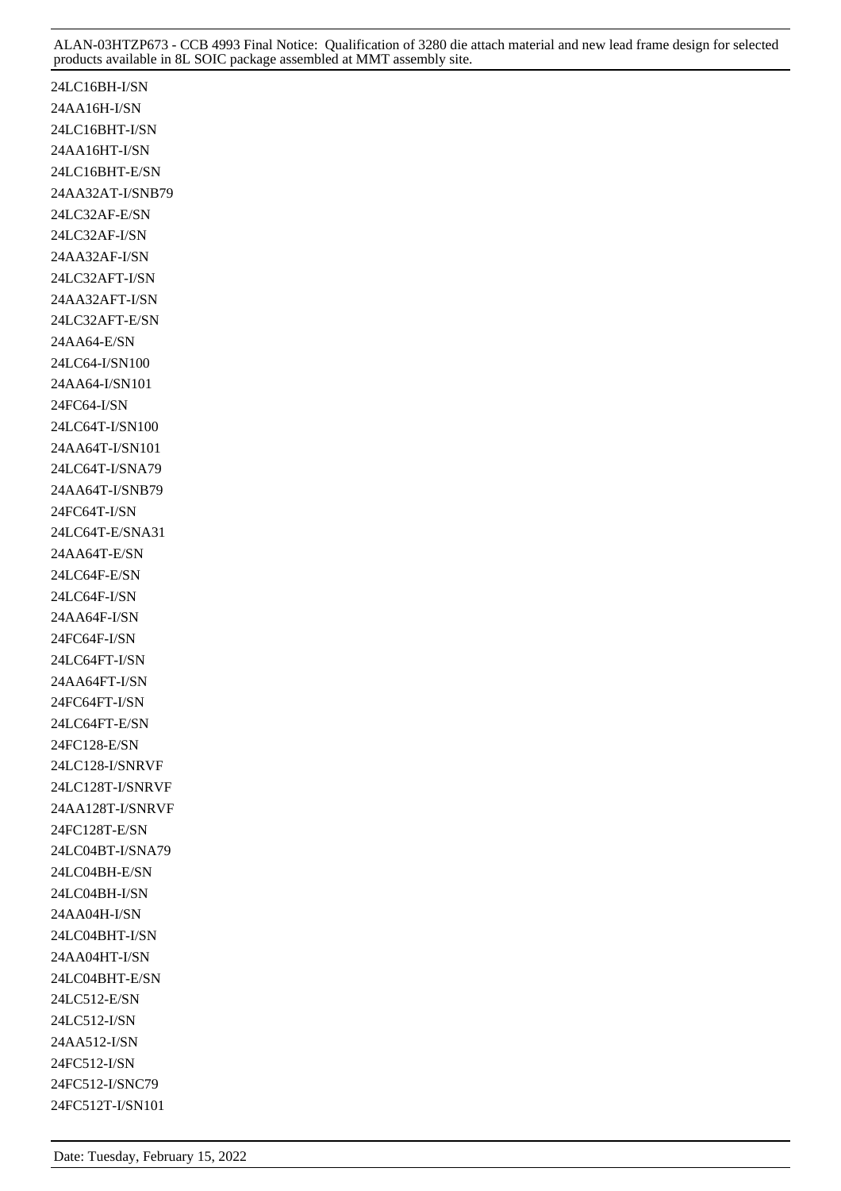24LC16BH-I/SN
24AA16H-I/SN
24LC16BHT-I/SN
24AA16HT-I/SN
24LC16BHT-E/SN
24AA32AT-I/SNB79
24LC32AF-E/SN
24LC32AF-I/SN
24AA32AF-I/SN
24LC32AFT-I/SN
24AA32AFT-I/SN
24LC32AFT-E/SN
24AA64-E/SN
24LC64-I/SN100
24AA64-I/SN101
24FC64-I/SN
24LC64T-I/SN100
24AA64T-I/SN101
24LC64T-I/SNA79
24AA64T-I/SNB79
24FC64T-I/SN
24LC64T-E/SNA31
24AA64T-E/SN
24LC64F-E/SN
24LC64F-I/SN
24AA64F-I/SN
24FC64F-I/SN
24LC64FT-I/SN
24AA64FT-I/SN
24FC64FT-I/SN
24LC64FT-E/SN
24FC128-E/SN
24LC128-I/SNRVF
24LC128T-I/SNRVF
24AA128T-I/SNRVF
24FC128T-E/SN
24LC04BT-I/SNA79
24LC04BH-E/SN
24LC04BH-I/SN
24AA04H-I/SN
24LC04BHT-I/SN
24AA04HT-I/SN
24LC04BHT-E/SN
24LC512-E/SN
24LC512-I/SN
24AA512-I/SN
24FC512-I/SN
24FC512-I/SNC79
24FC512T-I/SN101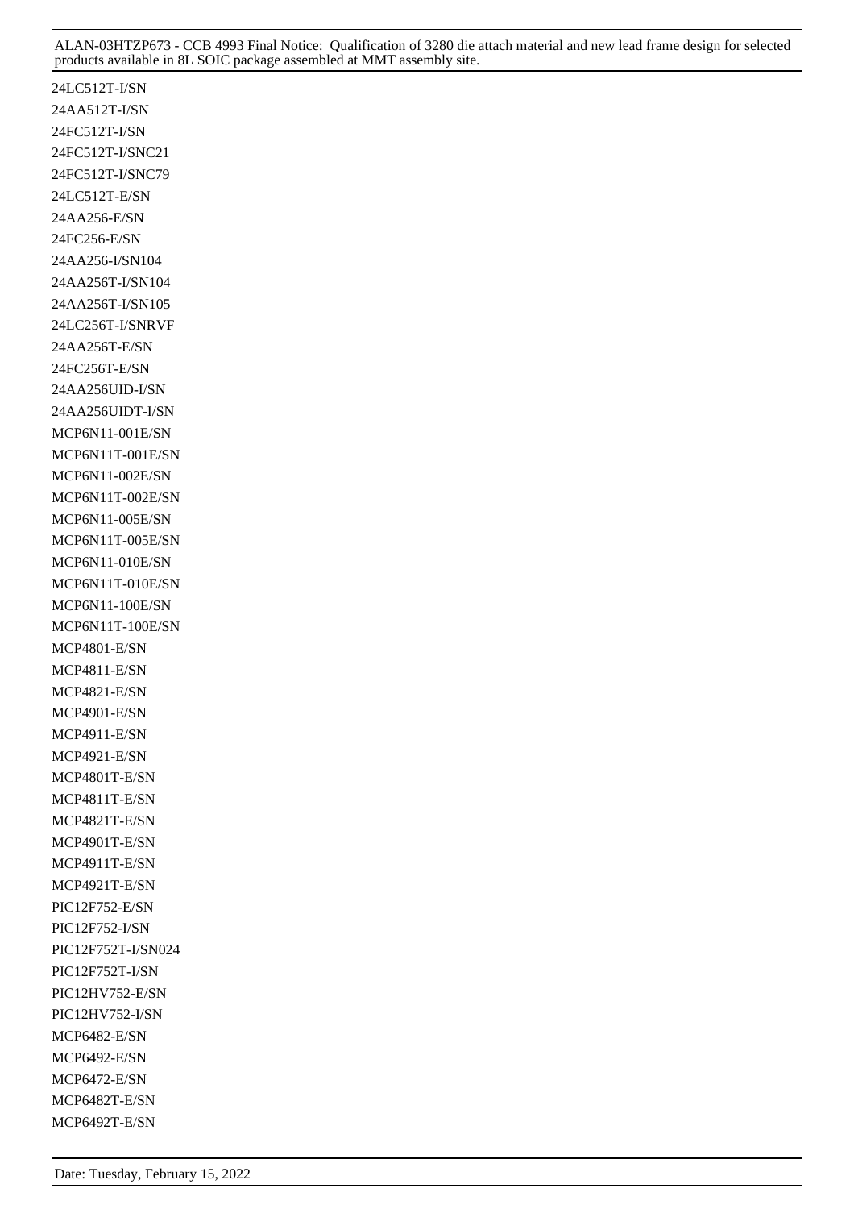24LC512T-I/SN

24AA512T-I/SN

24FC512T-I/SN

24FC512T-I/SNC21

24FC512T-I/SNC79

24LC512T-E/SN

24AA256-E/SN

24FC256-E/SN

24AA256-I/SN104

24AA256T-I/SN104

24AA256T-I/SN105

24LC256T-I/SNRVF

24AA256T-E/SN

24FC256T-E/SN

24AA256UID-I/SN

24AA256UIDT-I/SN

MCP6N11-001E/SN

MCP6N11T-001E/SN

MCP6N11-002E/SN

MCP6N11T-002E/SN

MCP6N11-005E/SN

MCP6N11T-005E/SN

MCP6N11-010E/SN

MCP6N11T-010E/SN

MCP6N11-100E/SN

MCP6N11T-100E/SN

MCP4801-E/SN

MCP4811-E/SN

MCP4821-E/SN

MCP4901-E/SN

MCP4911-E/SN

MCP4921-E/SN

MCP4801T-E/SN

MCP4811T-E/SN

MCP4821T-E/SN

MCP4901T-E/SN

MCP4911T-E/SN

MCP4921T-E/SN

PIC12F752-E/SN

PIC12F752-I/SN

PIC12F752T-I/SN024

PIC12F752T-I/SN

PIC12HV752-E/SN

PIC12HV752-I/SN

MCP6482-E/SN

MCP6492-E/SN

MCP6472-E/SN

MCP6482T-E/SN

MCP6492T-E/SN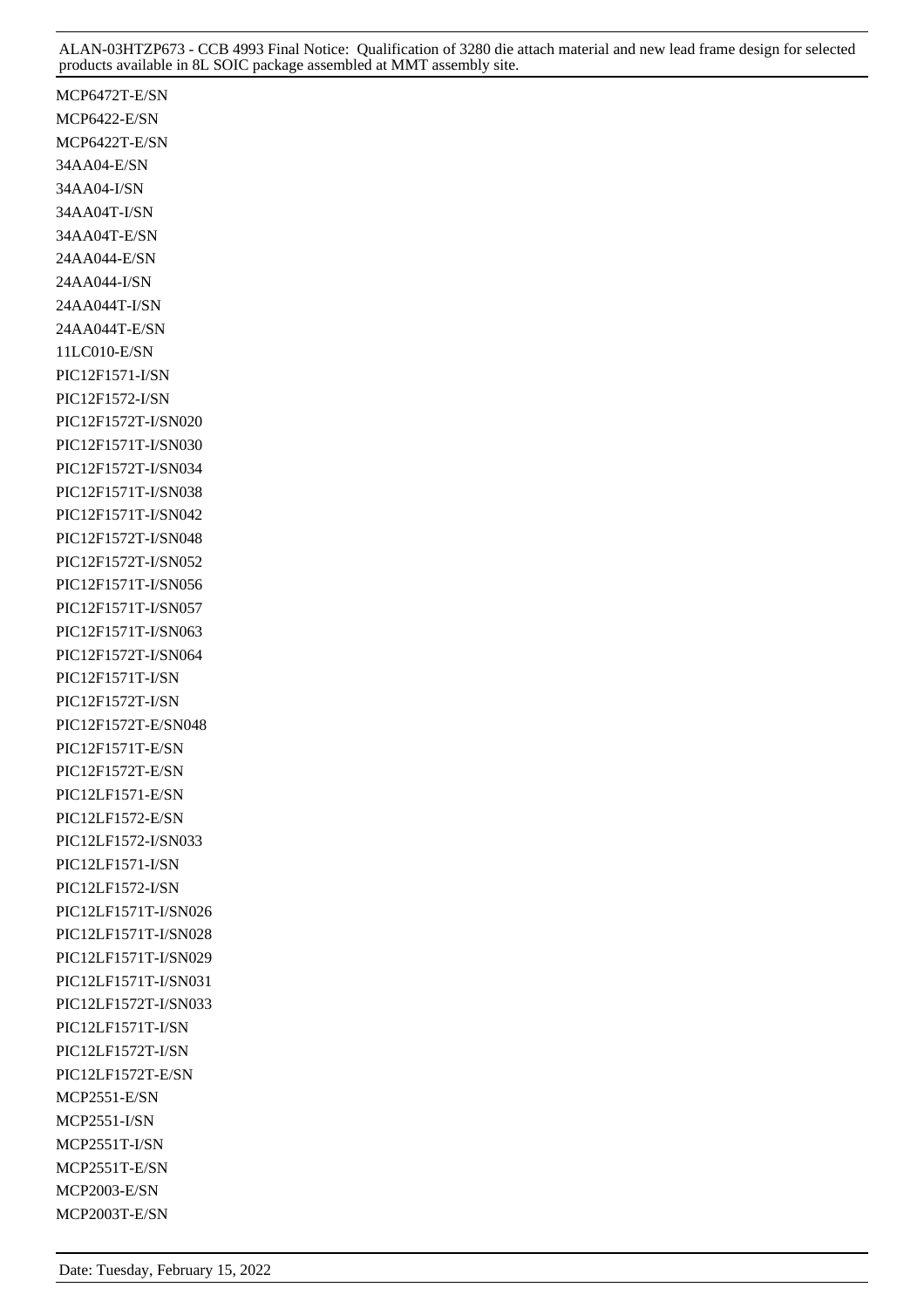MCP6472T-E/SN
MCP6422-E/SN
MCP6422T-E/SN
34AA04-E/SN
34AA04-I/SN
34AA04T-I/SN
34AA04T-E/SN
24AA044-E/SN
24AA044-I/SN
24AA044T-I/SN
24AA044T-E/SN
11LC010-E/SN
PIC12F1571-I/SN
PIC12F1572-I/SN
PIC12F1572T-I/SN020
PIC12F1571T-I/SN030
PIC12F1572T-I/SN034
PIC12F1571T-I/SN038
PIC12F1571T-I/SN042
PIC12F1572T-I/SN048
PIC12F1572T-I/SN052
PIC12F1571T-I/SN056
PIC12F1571T-I/SN057
PIC12F1571T-I/SN063
PIC12F1572T-I/SN064
PIC12F1571T-I/SN
PIC12F1572T-I/SN
PIC12F1572T-E/SN048
PIC12F1571T-E/SN
PIC12F1572T-E/SN
PIC12LF1571-E/SN
PIC12LF1572-E/SN
PIC12LF1572-I/SN033
PIC12LF1571-I/SN
PIC12LF1572-I/SN
PIC12LF1571T-I/SN026
PIC12LF1571T-I/SN028
PIC12LF1571T-I/SN029
PIC12LF1571T-I/SN031
PIC12LF1572T-I/SN033
PIC12LF1571T-I/SN
PIC12LF1572T-I/SN
PIC12LF1572T-E/SN
MCP2551-E/SN
MCP2551-I/SN
MCP2551T-I/SN
MCP2551T-E/SN
MCP2003-E/SN
MCP2003T-E/SN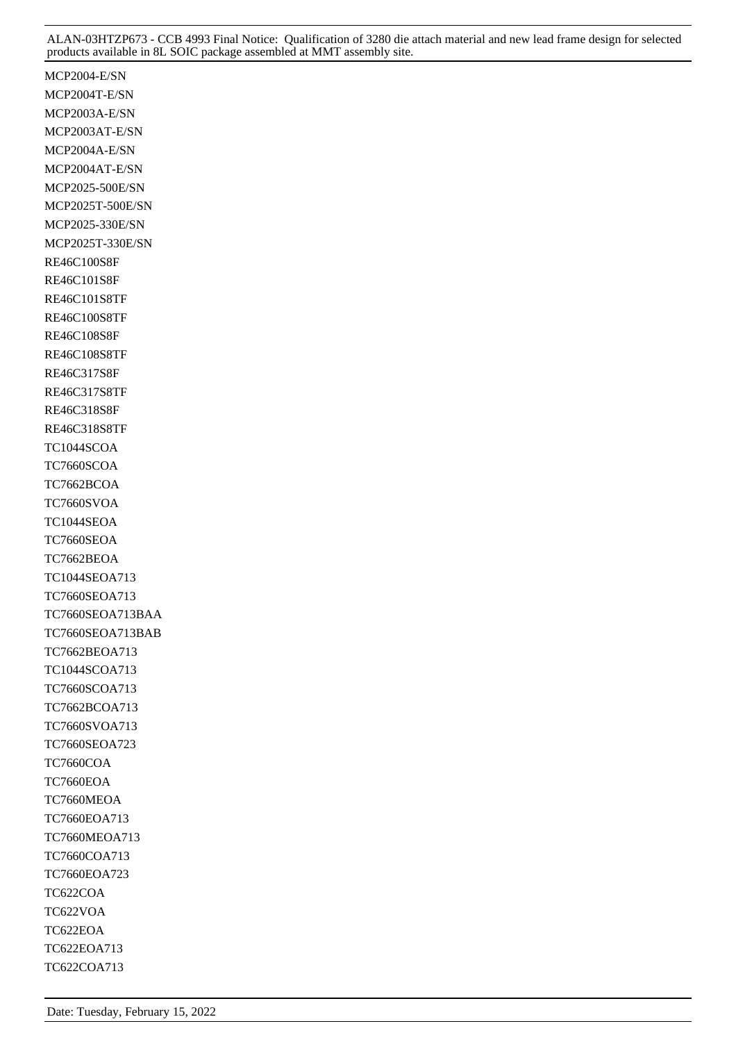MCP2004-E/SN
MCP2004T-E/SN
MCP2003A-E/SN
MCP2003AT-E/SN
MCP2004A-E/SN
MCP2004AT-E/SN
MCP2025-500E/SN
MCP2025T-500E/SN
MCP2025-330E/SN
MCP2025T-330E/SN
RE46C100S8F
RE46C101S8F
RE46C101S8TF
RE46C100S8TF
RE46C108S8F
RE46C108S8TF
RE46C317S8F
RE46C317S8TF
RE46C318S8F
RE46C318S8TF
TC1044SCOA
TC7660SCOA
TC7662BCOA
TC7660SVOA
TC1044SEOA
TC7660SEOA
TC7662BEOA
TC1044SEOA713
TC7660SEOA713
TC7660SEOA713BAA
TC7660SEOA713BAB
TC7662BEOA713
TC1044SCOA713
TC7660SCOA713
TC7662BCOA713
TC7660SVOA713
TC7660SEOA723
TC7660COA
TC7660EOA
TC7660MEOA
TC7660EOA713
TC7660MEOA713
TC7660COA713
TC7660EOA723
TC622COA
TC622VOA
TC622EOA
TC622EOA713
TC622COA713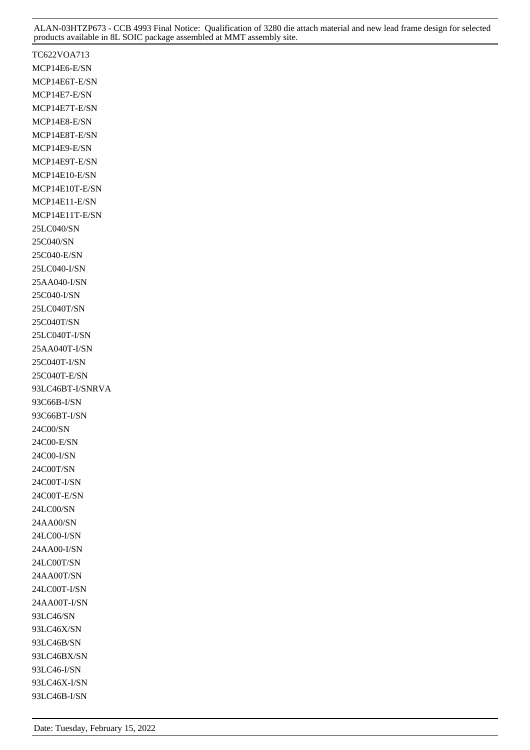TC622VOA713

MCP14E6-E/SN

MCP14E6T-E/SN

MCP14E7-E/SN

MCP14E7T-E/SN

MCP14E8-E/SN

MCP14E8T-E/SN

MCP14E9-E/SN

MCP14E9T-E/SN

MCP14E10-E/SN

MCP14E10T-E/SN

MCP14E11-E/SN

MCP14E11T-E/SN

25LC040/SN

25C040/SN

25C040-E/SN

25LC040-I/SN

25AA040-I/SN

25C040-I/SN

25LC040T/SN

25C040T/SN

25LC040T-I/SN

25AA040T-I/SN

25C040T-I/SN

25C040T-E/SN

93LC46BT-I/SNRVA

93C66B-I/SN

93C66BT-I/SN

24C00/SN

24C00-E/SN

24C00-I/SN

24C00T/SN

24C00T-I/SN

24C00T-E/SN

24LC00/SN

24AA00/SN

24LC00-I/SN

24AA00-I/SN

24LC00T/SN

24AA00T/SN

24LC00T-I/SN

24AA00T-I/SN

93LC46/SN

93LC46X/SN

93LC46B/SN

93LC46BX/SN

93LC46-I/SN

93LC46X-I/SN

93LC46B-I/SN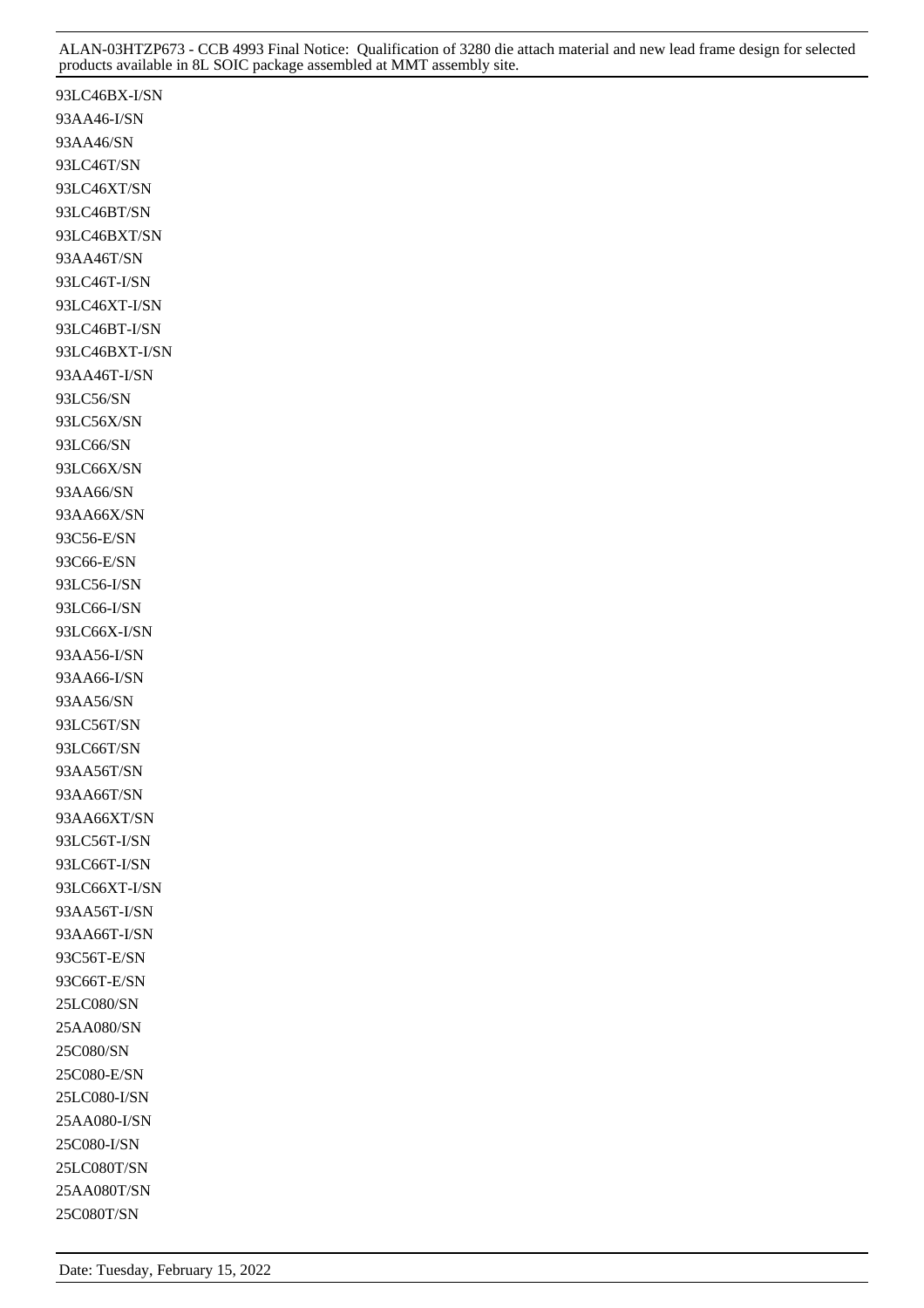93LC46BX-I/SN
93AA46-I/SN
93AA46/SN
93LC46T/SN
93LC46XT/SN
93LC46BT/SN
93LC46BXT/SN
93AA46T/SN
93LC46T-I/SN
93LC46XT-I/SN
93LC46BT-I/SN
93LC46BXT-I/SN
93AA46T-I/SN
93LC56/SN
93LC56X/SN
93LC66/SN
93LC66X/SN
93AA66/SN
93AA66X/SN
93C56-E/SN
93C66-E/SN
93LC56-I/SN
93LC66-I/SN
93LC66X-I/SN
93AA56-I/SN
93AA66-I/SN
93AA56/SN
93LC56T/SN
93LC66T/SN
93AA56T/SN
93AA66T/SN
93AA66XT/SN
93LC56T-I/SN
93LC66T-I/SN
93LC66XT-I/SN
93AA56T-I/SN
93AA66T-I/SN
93C56T-E/SN
93C66T-E/SN
25LC080/SN
25AA080/SN
25C080/SN
25C080-E/SN
25LC080-I/SN
25AA080-I/SN
25C080-I/SN
25LC080T/SN
25AA080T/SN
25C080T/SN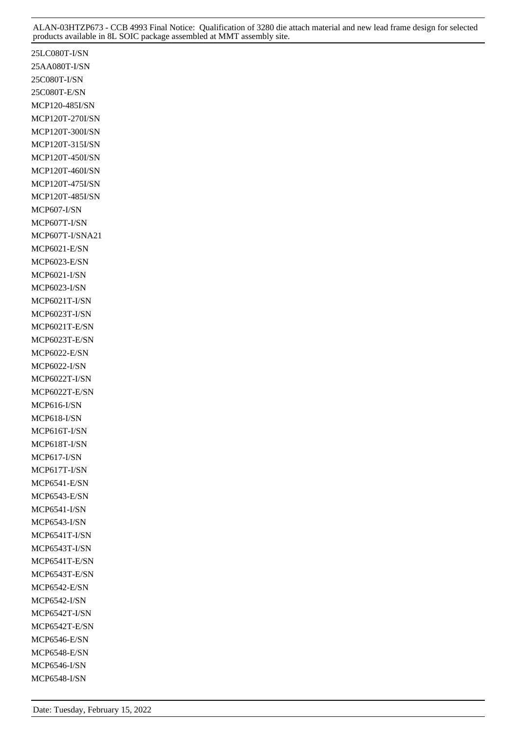25LC080T-I/SN
25AA080T-I/SN
25C080T-I/SN
25C080T-E/SN
MCP120-485I/SN
MCP120T-270I/SN
MCP120T-300I/SN
MCP120T-315I/SN
MCP120T-450I/SN
MCP120T-460I/SN
MCP120T-475I/SN
MCP120T-485I/SN
MCP607-I/SN
MCP607T-I/SN
MCP607T-I/SNA21
MCP6021-E/SN
MCP6023-E/SN
MCP6021-I/SN
MCP6023-I/SN
MCP6021T-I/SN
MCP6023T-I/SN
MCP6021T-E/SN
MCP6023T-E/SN
MCP6022-E/SN
MCP6022-I/SN
MCP6022T-I/SN
MCP6022T-E/SN
MCP616-I/SN
MCP618-I/SN
MCP616T-I/SN
MCP618T-I/SN
MCP617-I/SN
MCP617T-I/SN
MCP6541-E/SN
MCP6543-E/SN
MCP6541-I/SN
MCP6543-I/SN
MCP6541T-I/SN
MCP6543T-I/SN
MCP6541T-E/SN
MCP6543T-E/SN
MCP6542-E/SN
MCP6542-I/SN
MCP6542T-I/SN
MCP6542T-E/SN
MCP6546-E/SN
MCP6548-E/SN
MCP6546-I/SN
MCP6548-I/SN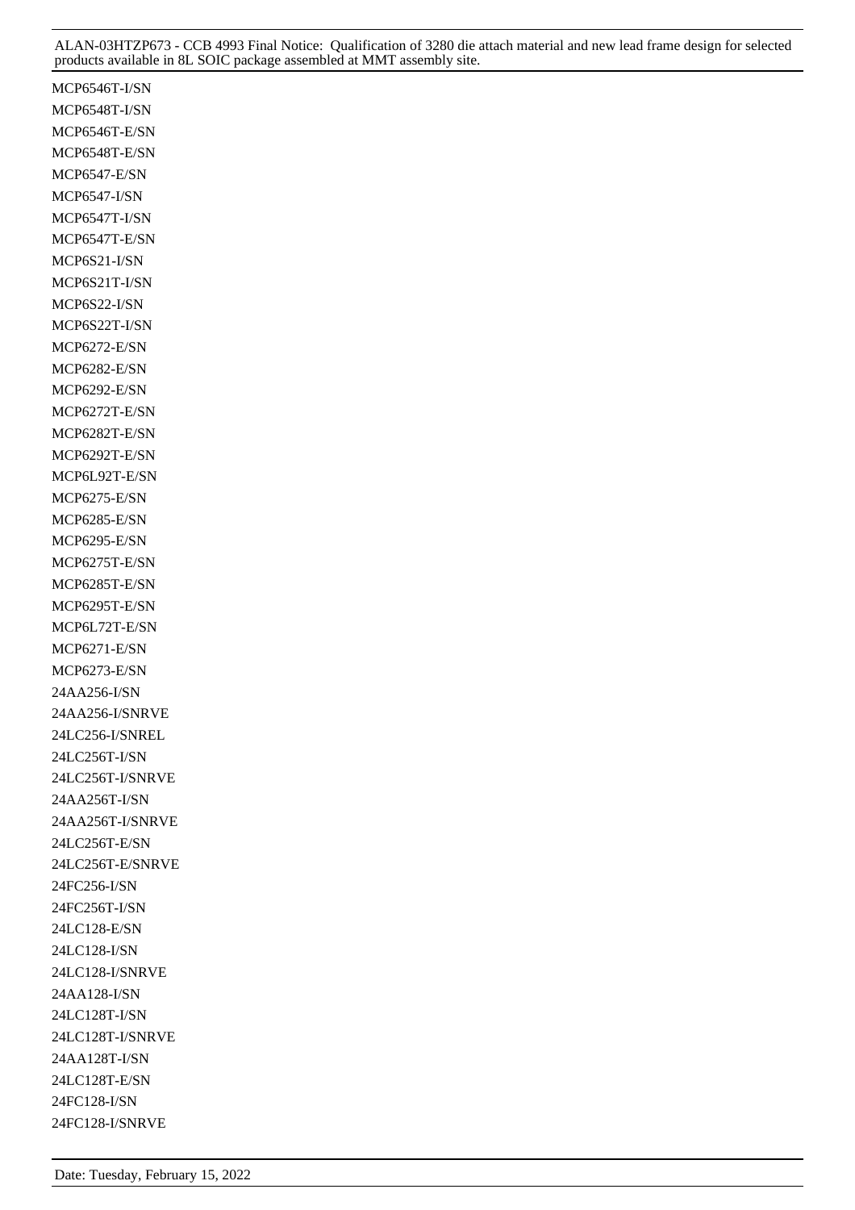MCP6546T-I/SN

MCP6548T-I/SN

MCP6546T-E/SN

MCP6548T-E/SN

MCP6547-E/SN

MCP6547-I/SN

MCP6547T-I/SN

MCP6547T-E/SN

MCP6S21-I/SN

MCP6S21T-I/SN

MCP6S22-I/SN

MCP6S22T-I/SN

MCP6272-E/SN

MCP6282-E/SN

MCP6292-E/SN

MCP6272T-E/SN

MCP6282T-E/SN

MCP6292T-E/SN

MCP6L92T-E/SN

MCP6275-E/SN

MCP6285-E/SN

MCP6295-E/SN

MCP6275T-E/SN

MCP6285T-E/SN

MCP6295T-E/SN

MCP6L72T-E/SN

MCP6271-E/SN

MCP6273-E/SN

24AA256-I/SN

24AA256-I/SNRVE

24LC256-I/SNREL

24LC256T-I/SN

24LC256T-I/SNRVE

24AA256T-I/SN

24AA256T-I/SNRVE

24LC256T-E/SN

24LC256T-E/SNRVE

24FC256-I/SN

24FC256T-I/SN

24LC128-E/SN

24LC128-I/SN

24LC128-I/SNRVE

24AA128-I/SN

24LC128T-I/SN

24LC128T-I/SNRVE

24AA128T-I/SN

24LC128T-E/SN

24FC128-I/SN

24FC128-I/SNRVE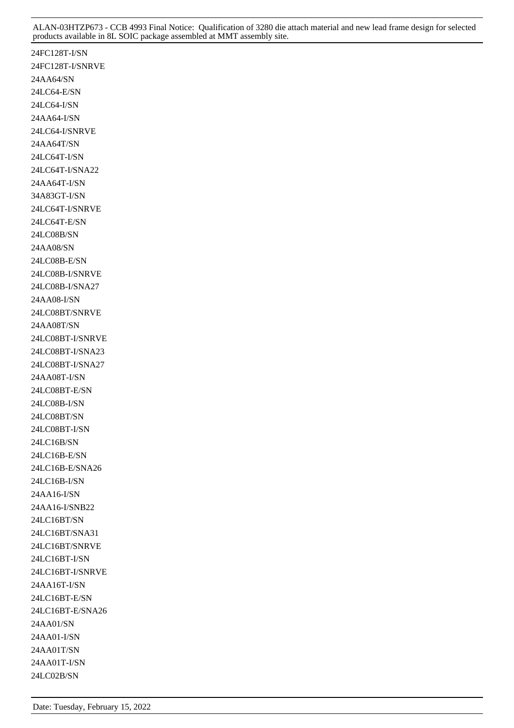24FC128T-I/SN

24FC128T-I/SNRVE

24AA64/SN

24LC64-E/SN

24LC64-I/SN

24AA64-I/SN

24LC64-I/SNRVE

24AA64T/SN

24LC64T-I/SN

24LC64T-I/SNA22

24AA64T-I/SN

34A83GT-I/SN

24LC64T-I/SNRVE

24LC64T-E/SN

24LC08B/SN

24AA08/SN

24LC08B-E/SN

24LC08B-I/SNRVE

24LC08B-I/SNA27

24AA08-I/SN

24LC08BT/SNRVE

24AA08T/SN

24LC08BT-I/SNRVE

24LC08BT-I/SNA23

24LC08BT-I/SNA27

24AA08T-I/SN

24LC08BT-E/SN

24LC08B-I/SN

24LC08BT/SN

24LC08BT-I/SN

24LC16B/SN

24LC16B-E/SN

24LC16B-E/SNA26

24LC16B-I/SN

24AA16-I/SN

24AA16-I/SNB22

24LC16BT/SN

24LC16BT/SNA31

24LC16BT/SNRVE

24LC16BT-I/SN

24LC16BT-I/SNRVE

24AA16T-I/SN

24LC16BT-E/SN

24LC16BT-E/SNA26

24AA01/SN

24AA01-I/SN

24AA01T/SN

24AA01T-I/SN

24LC02B/SN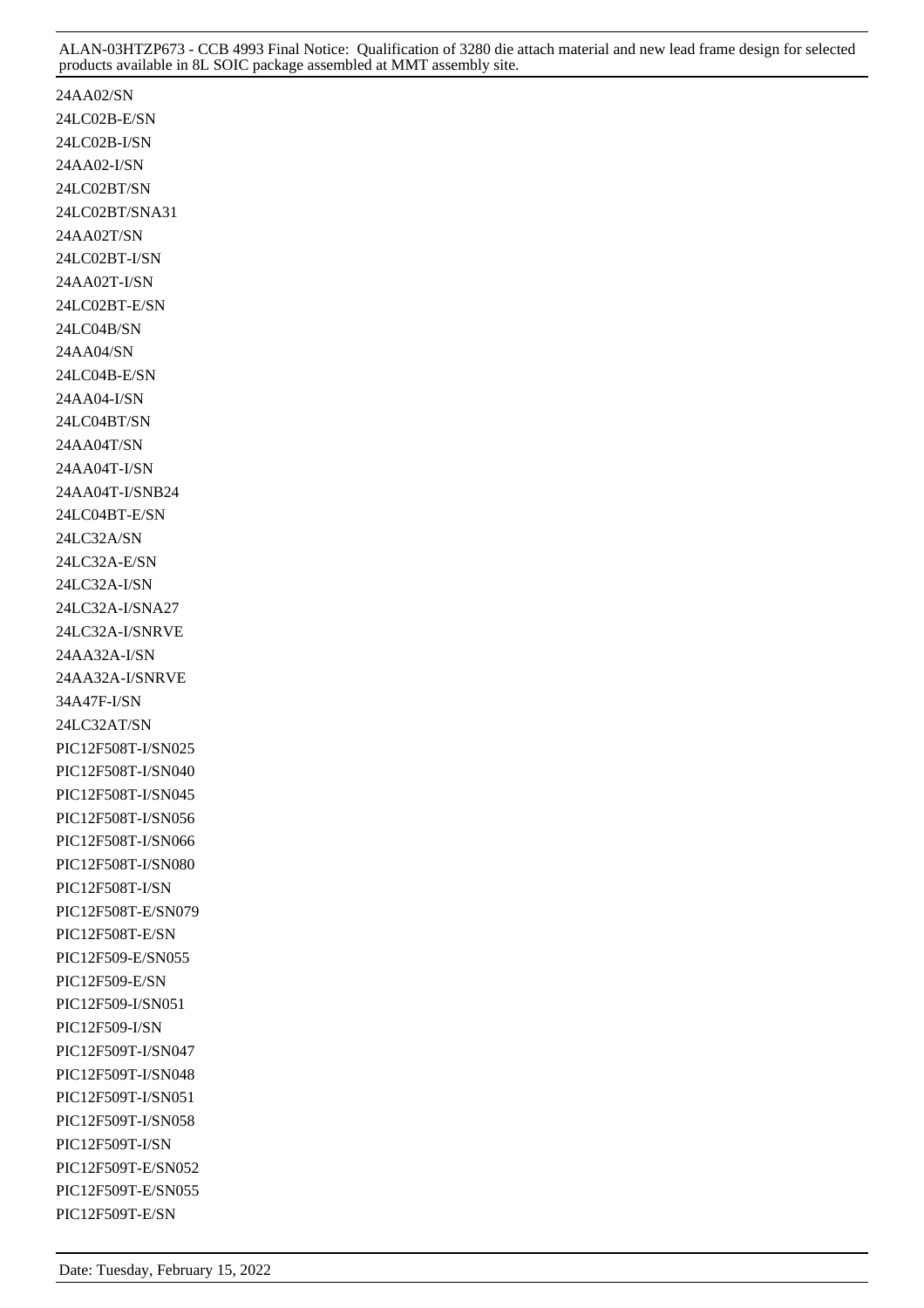24AA02/SN
24LC02B-E/SN
24LC02B-I/SN
24AA02-I/SN
24LC02BT/SN
24LC02BT/SNA31
24AA02T/SN
24LC02BT-I/SN
24AA02T-I/SN
24LC02BT-E/SN
24LC04B/SN
24AA04/SN
24LC04B-E/SN
24AA04-I/SN
24LC04BT/SN
24AA04T/SN
24AA04T-I/SN
24AA04T-I/SNB24
24LC04BT-E/SN
24LC32A/SN
24LC32A-E/SN
24LC32A-I/SN
24LC32A-I/SNA27
24LC32A-I/SNRVE
24AA32A-I/SN
24AA32A-I/SNRVE
34A47F-I/SN
24LC32AT/SN
PIC12F508T-I/SN025
PIC12F508T-I/SN040
PIC12F508T-I/SN045
PIC12F508T-I/SN056
PIC12F508T-I/SN066
PIC12F508T-I/SN080
PIC12F508T-I/SN
PIC12F508T-E/SN079
PIC12F508T-E/SN
PIC12F509-E/SN055
PIC12F509-E/SN
PIC12F509-I/SN051
PIC12F509-I/SN
PIC12F509T-I/SN047
PIC12F509T-I/SN048
PIC12F509T-I/SN051
PIC12F509T-I/SN058
PIC12F509T-I/SN
PIC12F509T-E/SN052
PIC12F509T-E/SN055
PIC12F509T-E/SN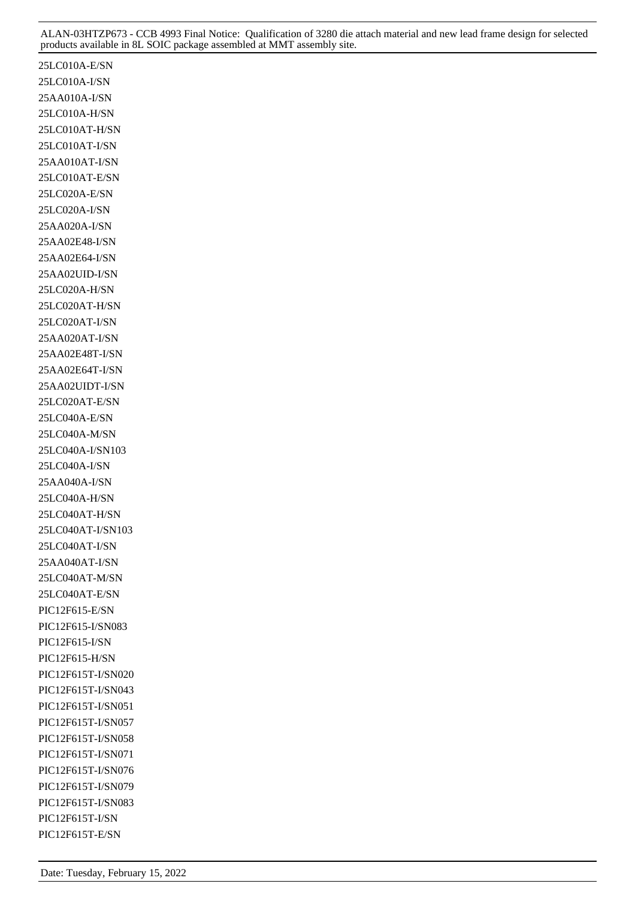25LC010A-E/SN
25LC010A-I/SN
25AA010A-I/SN
25LC010A-H/SN
25LC010AT-H/SN
25LC010AT-I/SN
25AA010AT-I/SN
25LC010AT-E/SN
25LC020A-E/SN
25LC020A-I/SN
25AA020A-I/SN
25AA02E48-I/SN
25AA02E64-I/SN
25AA02UID-I/SN
25LC020A-H/SN
25LC020AT-H/SN
25LC020AT-I/SN
25AA020AT-I/SN
25AA02E48T-I/SN
25AA02E64T-I/SN
25AA02UIDT-I/SN
25LC020AT-E/SN
25LC040A-E/SN
25LC040A-M/SN
25LC040A-I/SN103
25LC040A-I/SN
25AA040A-I/SN
25LC040A-H/SN
25LC040AT-H/SN
25LC040AT-I/SN103
25LC040AT-I/SN
25AA040AT-I/SN
25LC040AT-M/SN
25LC040AT-E/SN
PIC12F615-E/SN
PIC12F615-I/SN083
PIC12F615-I/SN
PIC12F615-H/SN
PIC12F615T-I/SN020
PIC12F615T-I/SN043
PIC12F615T-I/SN051
PIC12F615T-I/SN057
PIC12F615T-I/SN058
PIC12F615T-I/SN071
PIC12F615T-I/SN076
PIC12F615T-I/SN079
PIC12F615T-I/SN083
PIC12F615T-I/SN
PIC12F615T-E/SN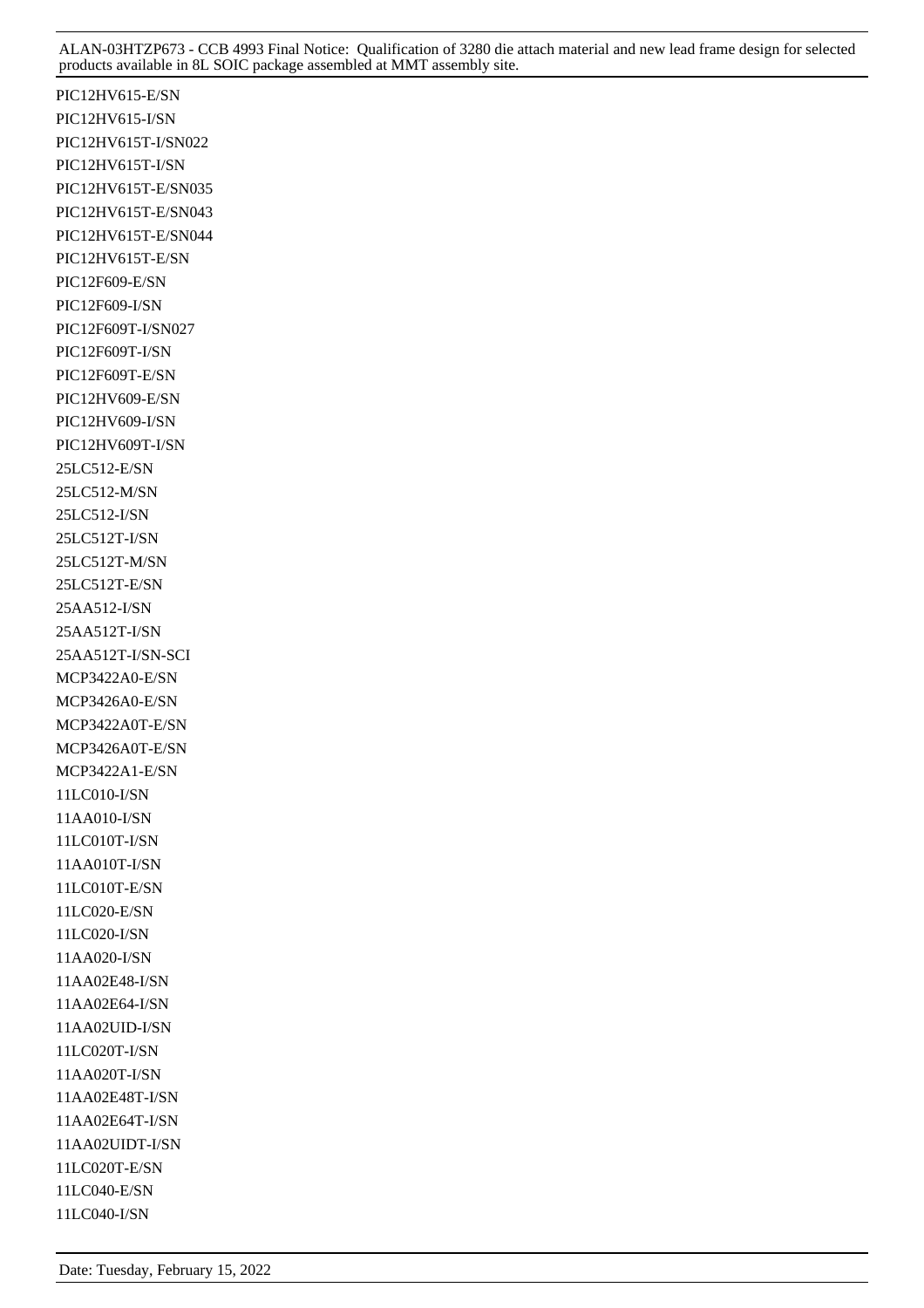PIC12HV615-E/SN
PIC12HV615-I/SN
PIC12HV615T-I/SN022
PIC12HV615T-I/SN
PIC12HV615T-E/SN035
PIC12HV615T-E/SN043
PIC12HV615T-E/SN044
PIC12HV615T-E/SN
PIC12F609-E/SN
PIC12F609-I/SN
PIC12F609T-I/SN027
PIC12F609T-I/SN
PIC12F609T-E/SN
PIC12HV609-E/SN
PIC12HV609-I/SN
PIC12HV609T-I/SN
25LC512-E/SN
25LC512-M/SN
25LC512-I/SN
25LC512T-I/SN
25LC512T-M/SN
25LC512T-E/SN
25AA512-I/SN
25AA512T-I/SN
25AA512T-I/SN-SCI
MCP3422A0-E/SN
MCP3426A0-E/SN
MCP3422A0T-E/SN
MCP3426A0T-E/SN
MCP3422A1-E/SN
11LC010-I/SN
11AA010-I/SN
11LC010T-I/SN
11AA010T-I/SN
11LC010T-E/SN
11LC020-E/SN
11LC020-I/SN
11AA020-I/SN
11AA02E48-I/SN
11AA02E64-I/SN
11AA02UID-I/SN
11LC020T-I/SN
11AA020T-I/SN
11AA02E48T-I/SN
11AA02E64T-I/SN
11AA02UIDT-I/SN
11LC020T-E/SN
11LC040-E/SN
11LC040-I/SN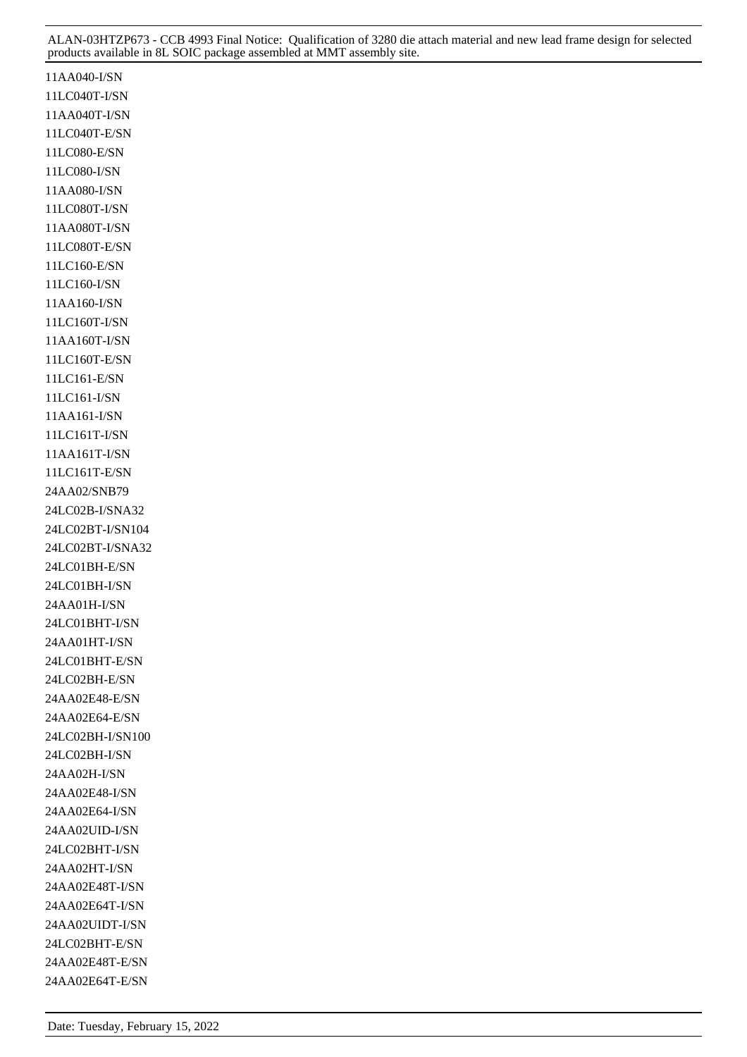11AA040-I/SN
11LC040T-I/SN
11AA040T-I/SN
11LC040T-E/SN
11LC080-E/SN
11LC080-I/SN
11AA080-I/SN
11LC080T-I/SN
11AA080T-I/SN
11LC080T-E/SN
11LC160-E/SN
11LC160-I/SN
11AA160-I/SN
11LC160T-I/SN
11AA160T-I/SN
11LC160T-E/SN
11LC161-E/SN
11LC161-I/SN
11AA161-I/SN
11LC161T-I/SN
11AA161T-I/SN
11LC161T-E/SN
24AA02/SNB79
24LC02B-I/SNA32
24LC02BT-I/SN104
24LC02BT-I/SNA32
24LC01BH-E/SN
24LC01BH-I/SN
24AA01H-I/SN
24LC01BHT-I/SN
24AA01HT-I/SN
24LC01BHT-E/SN
24LC02BH-E/SN
24AA02E48-E/SN
24AA02E64-E/SN
24LC02BH-I/SN100
24LC02BH-I/SN
24AA02H-I/SN
24AA02E48-I/SN
24AA02E64-I/SN
24AA02UID-I/SN
24LC02BHT-I/SN
24AA02HT-I/SN
24AA02E48T-I/SN
24AA02E64T-I/SN
24AA02UIDT-I/SN
24LC02BHT-E/SN
24AA02E48T-E/SN
24AA02E64T-E/SN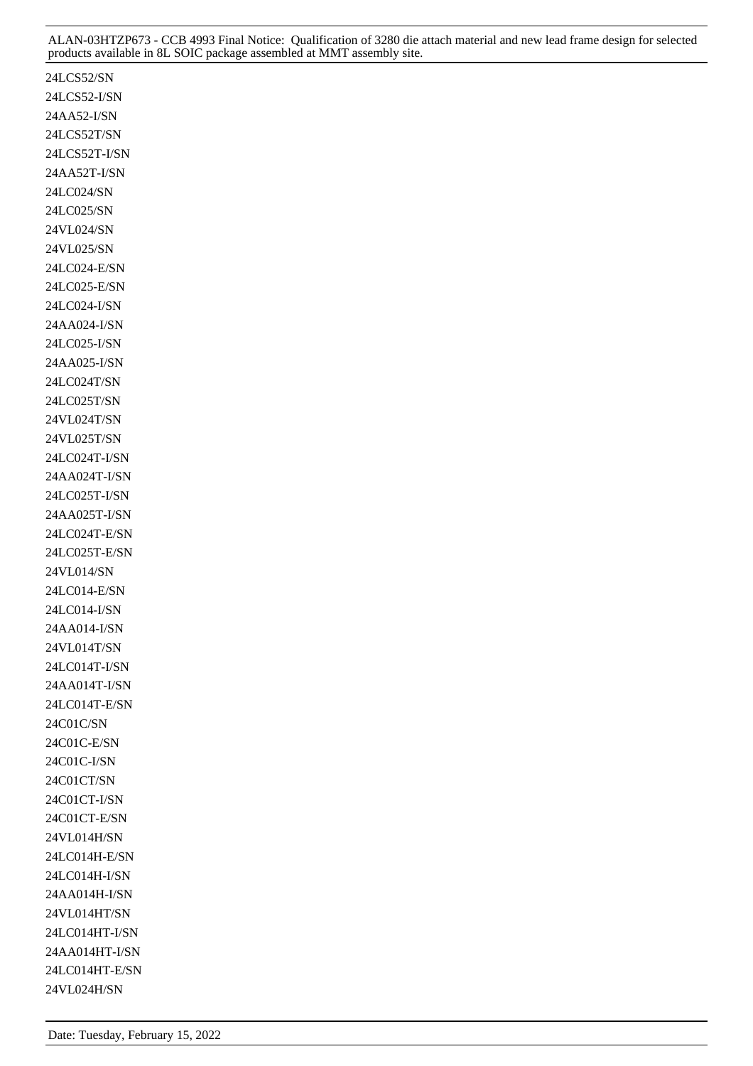24LCS52/SN
24LCS52-I/SN
24AA52-I/SN
24LCS52T/SN
24LCS52T-I/SN
24AA52T-I/SN
24LC024/SN
24LC025/SN
24VL024/SN
24VL025/SN
24LC024-E/SN
24LC025-E/SN
24LC024-I/SN
24AA024-I/SN
24LC025-I/SN
24AA025-I/SN
24LC024T/SN
24LC025T/SN
24VL024T/SN
24VL025T/SN
24LC024T-I/SN
24AA024T-I/SN
24LC025T-I/SN
24AA025T-I/SN
24LC024T-E/SN
24LC025T-E/SN
24VL014/SN
24LC014-E/SN
24LC014-I/SN
24AA014-I/SN
24VL014T/SN
24LC014T-I/SN
24AA014T-I/SN
24LC014T-E/SN
24C01C/SN
24C01C-E/SN
24C01C-I/SN
24C01CT/SN
24C01CT-I/SN
24C01CT-E/SN
24VL014H/SN
24LC014H-E/SN
24LC014H-I/SN
24AA014H-I/SN
24VL014HT/SN
24LC014HT-I/SN
24AA014HT-I/SN
24LC014HT-E/SN
24VL024H/SN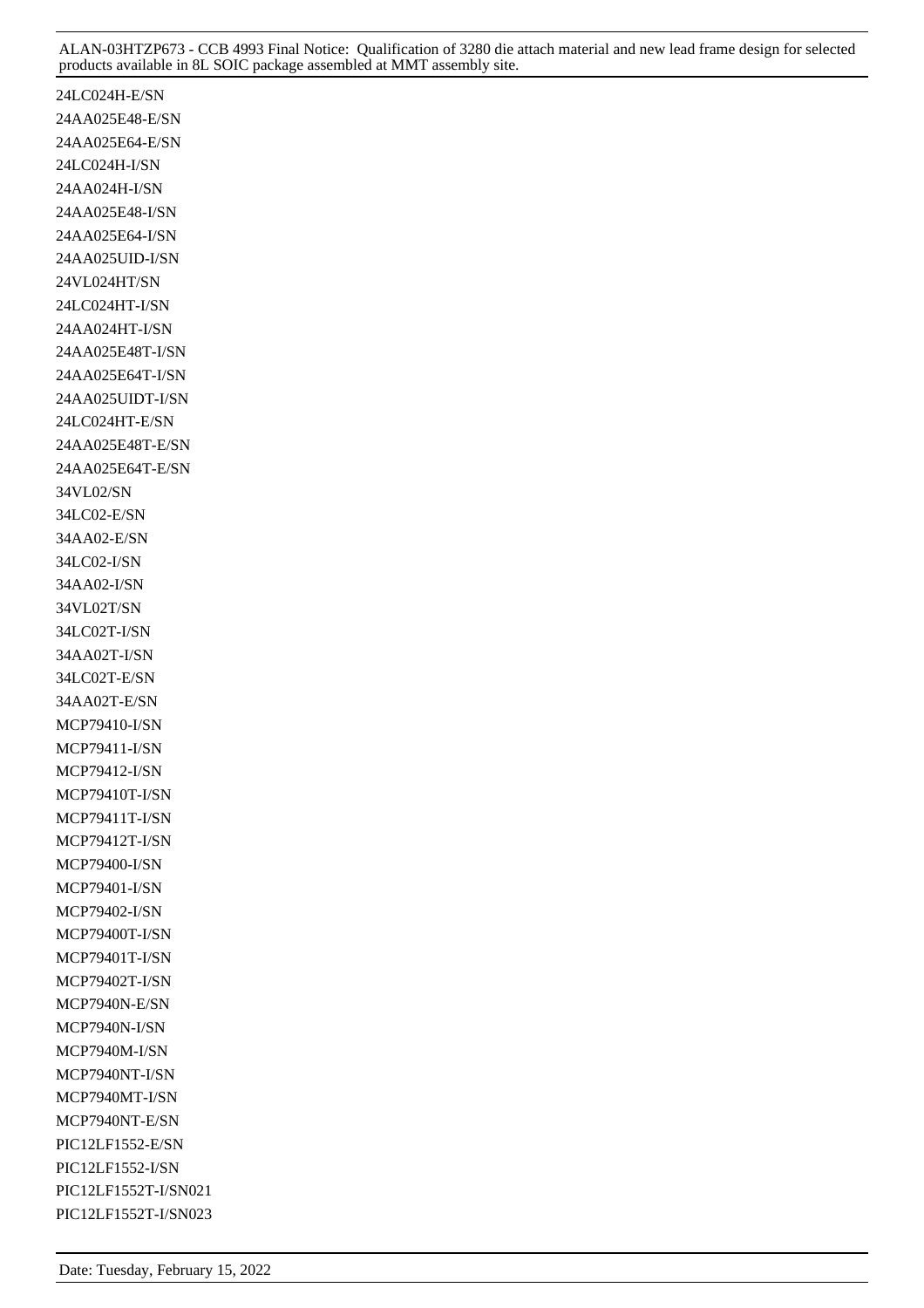24LC024H-E/SN
24AA025E48-E/SN
24AA025E64-E/SN
24LC024H-I/SN
24AA024H-I/SN
24AA025E48-I/SN
24AA025E64-I/SN
24AA025UID-I/SN
24VL024HT/SN
24LC024HT-I/SN
24AA024HT-I/SN
24AA025E48T-I/SN
24AA025E64T-I/SN
24AA025UIDT-I/SN
24LC024HT-E/SN
24AA025E48T-E/SN
24AA025E64T-E/SN
34VL02/SN
34LC02-E/SN
34AA02-E/SN
34LC02-I/SN
34AA02-I/SN
34VL02T/SN
34LC02T-I/SN
34AA02T-I/SN
34LC02T-E/SN
34AA02T-E/SN
MCP79410-I/SN
MCP79411-I/SN
MCP79412-I/SN
MCP79410T-I/SN
MCP79411T-I/SN
MCP79412T-I/SN
MCP79400-I/SN
MCP79401-I/SN
MCP79402-I/SN
MCP79400T-I/SN
MCP79401T-I/SN
MCP79402T-I/SN
MCP7940N-E/SN
MCP7940N-I/SN
MCP7940M-I/SN
MCP7940NT-I/SN
MCP7940MT-I/SN
MCP7940NT-E/SN
PIC12LF1552-E/SN
PIC12LF1552-I/SN
PIC12LF1552T-I/SN021
PIC12LF1552T-I/SN023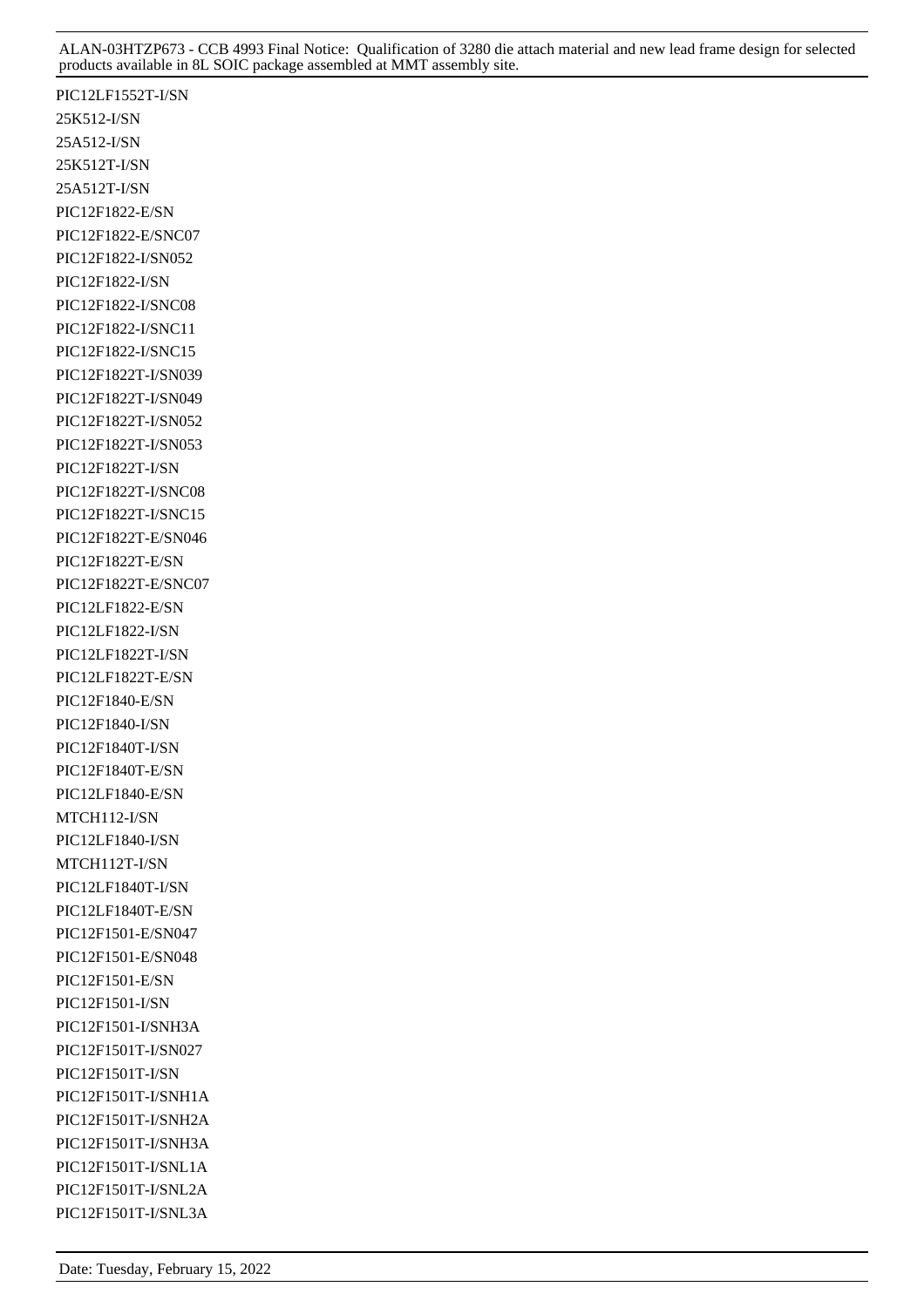PIC12LF1552T-I/SN
25K512-I/SN
25A512-I/SN
25K512T-I/SN
25A512T-I/SN
PIC12F1822-E/SN
PIC12F1822-E/SNC07
PIC12F1822-I/SN052
PIC12F1822-I/SN
PIC12F1822-I/SNC08
PIC12F1822-I/SNC11
PIC12F1822-I/SNC15
PIC12F1822T-I/SN039
PIC12F1822T-I/SN049
PIC12F1822T-I/SN052
PIC12F1822T-I/SN053
PIC12F1822T-I/SN
PIC12F1822T-I/SNC08
PIC12F1822T-I/SNC15
PIC12F1822T-E/SN046
PIC12F1822T-E/SN
PIC12F1822T-E/SNC07
PIC12LF1822-E/SN
PIC12LF1822-I/SN
PIC12LF1822T-I/SN
PIC12LF1822T-E/SN
PIC12F1840-E/SN
PIC12F1840-I/SN
PIC12F1840T-I/SN
PIC12F1840T-E/SN
PIC12LF1840-E/SN
MTCH112-I/SN
PIC12LF1840-I/SN
MTCH112T-I/SN
PIC12LF1840T-I/SN
PIC12LF1840T-E/SN
PIC12F1501-E/SN047
PIC12F1501-E/SN048
PIC12F1501-E/SN
PIC12F1501-I/SN
PIC12F1501-I/SNH3A
PIC12F1501T-I/SN027
PIC12F1501T-I/SN
PIC12F1501T-I/SNH1A
PIC12F1501T-I/SNH2A
PIC12F1501T-I/SNH3A
PIC12F1501T-I/SNL1A
PIC12F1501T-I/SNL2A
PIC12F1501T-I/SNL3A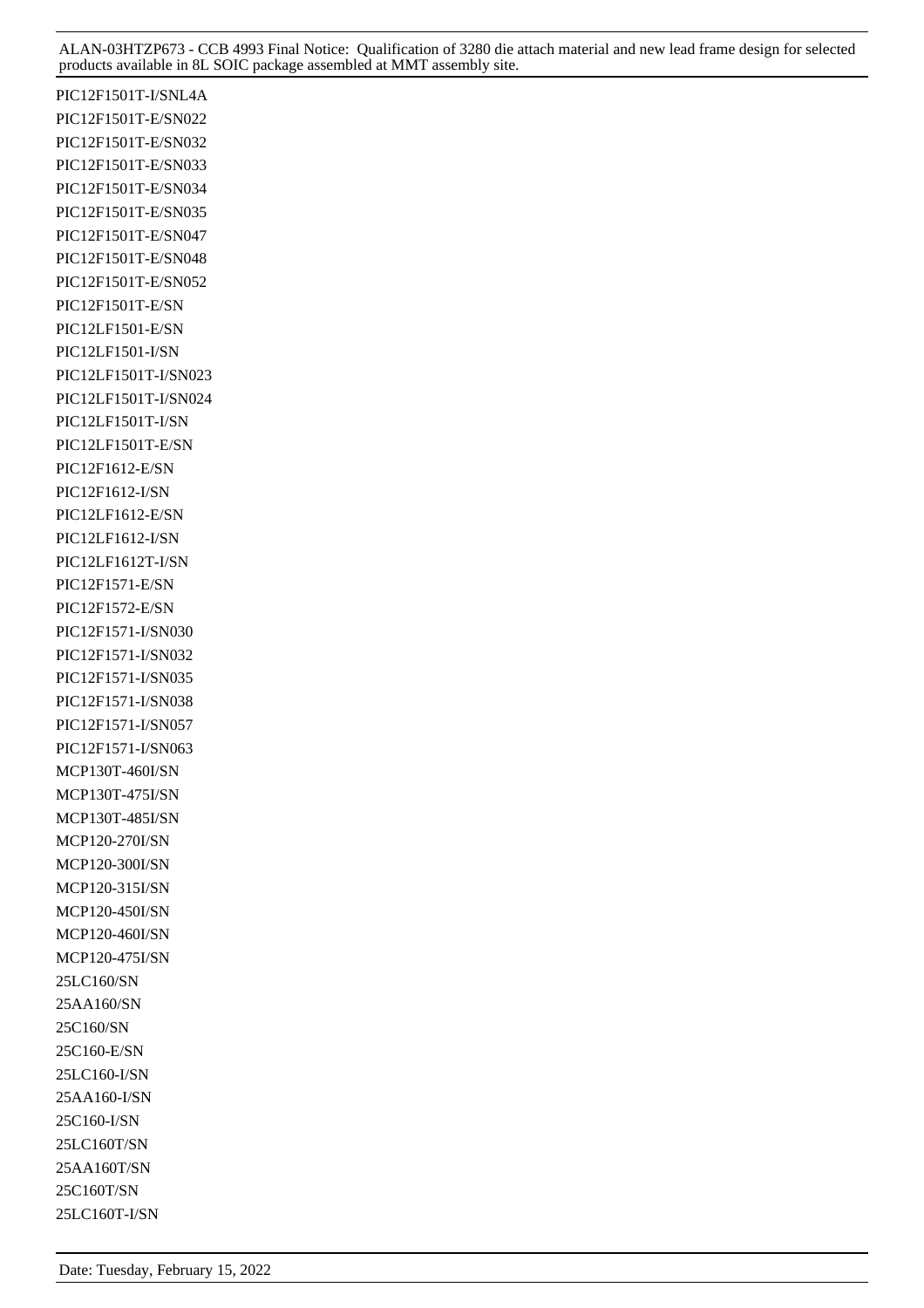PIC12F1501T-I/SNL4A
PIC12F1501T-E/SN022
PIC12F1501T-E/SN032
PIC12F1501T-E/SN033
PIC12F1501T-E/SN034
PIC12F1501T-E/SN035
PIC12F1501T-E/SN047
PIC12F1501T-E/SN048
PIC12F1501T-E/SN052
PIC12F1501T-E/SN
PIC12LF1501-E/SN
PIC12LF1501-I/SN
PIC12LF1501T-I/SN023
PIC12LF1501T-I/SN024
PIC12LF1501T-I/SN
PIC12LF1501T-E/SN
PIC12F1612-E/SN
PIC12F1612-I/SN
PIC12LF1612-E/SN
PIC12LF1612-I/SN
PIC12LF1612T-I/SN
PIC12F1571-E/SN
PIC12F1572-E/SN
PIC12F1571-I/SN030
PIC12F1571-I/SN032
PIC12F1571-I/SN035
PIC12F1571-I/SN038
PIC12F1571-I/SN057
PIC12F1571-I/SN063
MCP130T-460I/SN
MCP130T-475I/SN
MCP130T-485I/SN
MCP120-270I/SN
MCP120-300I/SN
MCP120-315I/SN
MCP120-450I/SN
MCP120-460I/SN
MCP120-475I/SN
25LC160/SN
25AA160/SN
25C160/SN
25C160-E/SN
25LC160-I/SN
25AA160-I/SN
25C160-I/SN
25LC160T/SN
25AA160T/SN
25C160T/SN
25LC160T-I/SN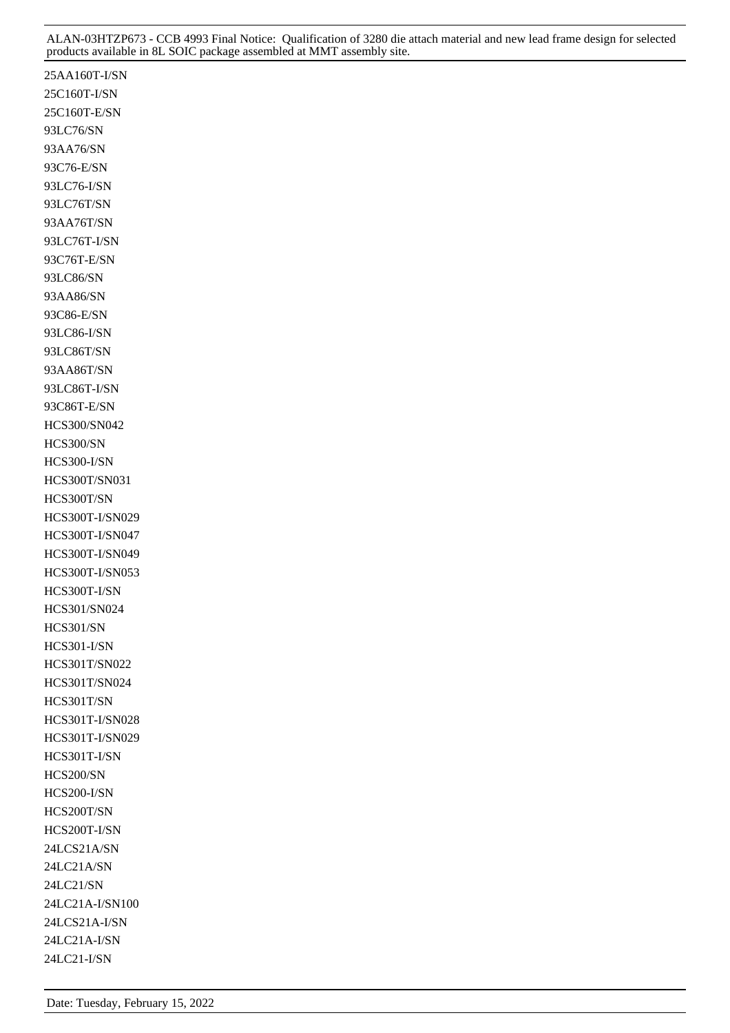25AA160T-I/SN
25C160T-I/SN
25C160T-E/SN
93LC76/SN
93AA76/SN
93C76-E/SN
93LC76-I/SN
93LC76T/SN
93AA76T/SN
93LC76T-I/SN
93C76T-E/SN
93LC86/SN
93AA86/SN
93C86-E/SN
93LC86-I/SN
93LC86T/SN
93AA86T/SN
93LC86T-I/SN
93C86T-E/SN
HCS300/SN042
HCS300/SN
HCS300-I/SN
HCS300T/SN031
HCS300T/SN
HCS300T-I/SN029
HCS300T-I/SN047
HCS300T-I/SN049
HCS300T-I/SN053
HCS300T-I/SN
HCS301/SN024
HCS301/SN
HCS301-I/SN
HCS301T/SN022
HCS301T/SN024
HCS301T/SN
HCS301T-I/SN028
HCS301T-I/SN029
HCS301T-I/SN
HCS200/SN
HCS200-I/SN
HCS200T/SN
HCS200T-I/SN
24LCS21A/SN
24LC21A/SN
24LC21/SN
24LC21A-I/SN100
24LCS21A-I/SN
24LC21A-I/SN
24LC21-I/SN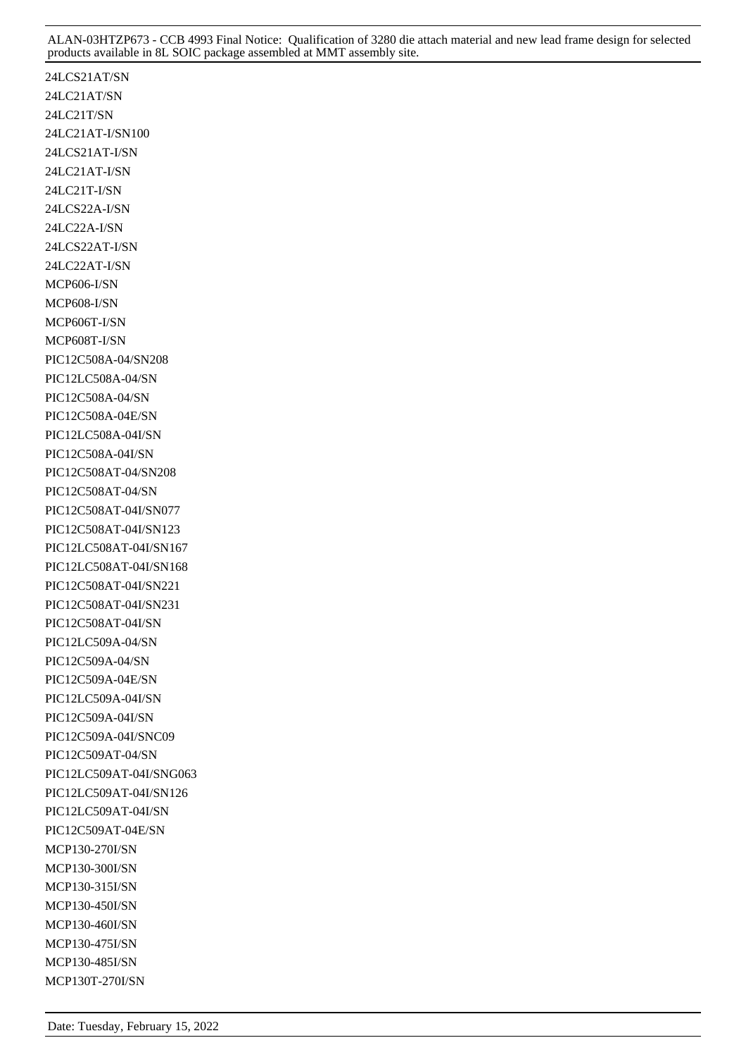24LCS21AT/SN
24LC21AT/SN
24LC21T/SN
24LC21AT-I/SN100
24LCS21AT-I/SN
24LC21AT-I/SN
24LC21T-I/SN
24LCS22A-I/SN
24LC22A-I/SN
24LCS22AT-I/SN
24LC22AT-I/SN
MCP606-I/SN
MCP608-I/SN
MCP606T-I/SN
MCP608T-I/SN
PIC12C508A-04/SN208
PIC12LC508A-04/SN
PIC12C508A-04/SN
PIC12C508A-04E/SN
PIC12LC508A-04I/SN
PIC12C508A-04I/SN
PIC12C508AT-04/SN208
PIC12C508AT-04/SN
PIC12C508AT-04I/SN077
PIC12C508AT-04I/SN123
PIC12LC508AT-04I/SN167
PIC12LC508AT-04I/SN168
PIC12C508AT-04I/SN221
PIC12C508AT-04I/SN231
PIC12C508AT-04I/SN
PIC12LC509A-04/SN
PIC12C509A-04/SN
PIC12C509A-04E/SN
PIC12LC509A-04I/SN
PIC12C509A-04I/SN
PIC12C509A-04I/SNC09
PIC12C509AT-04/SN
PIC12LC509AT-04I/SNG063
PIC12LC509AT-04I/SN126
PIC12LC509AT-04I/SN
PIC12C509AT-04E/SN
MCP130-270I/SN
MCP130-300I/SN
MCP130-315I/SN
MCP130-450I/SN
MCP130-460I/SN
MCP130-475I/SN
MCP130-485I/SN
MCP130T-270I/SN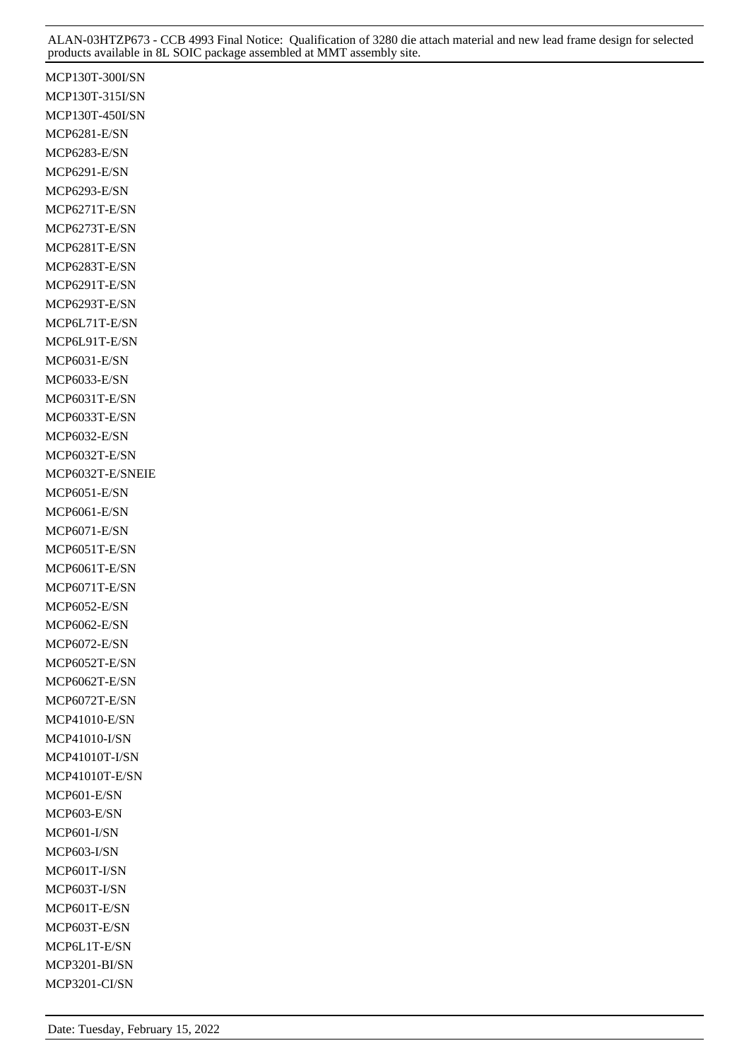MCP130T-300I/SN
MCP130T-315I/SN
MCP130T-450I/SN
MCP6281-E/SN
MCP6283-E/SN
MCP6291-E/SN
MCP6293-E/SN
MCP6271T-E/SN
MCP6273T-E/SN
MCP6281T-E/SN
MCP6283T-E/SN
MCP6291T-E/SN
MCP6293T-E/SN
MCP6L71T-E/SN
MCP6L91T-E/SN
MCP6031-E/SN
MCP6033-E/SN
MCP6031T-E/SN
MCP6033T-E/SN
MCP6032-E/SN
MCP6032T-E/SN
MCP6032T-E/SNEIE
MCP6051-E/SN
MCP6061-E/SN
MCP6071-E/SN
MCP6051T-E/SN
MCP6061T-E/SN
MCP6071T-E/SN
MCP6052-E/SN
MCP6062-E/SN
MCP6072-E/SN
MCP6052T-E/SN
MCP6062T-E/SN
MCP6072T-E/SN
MCP41010-E/SN
MCP41010-I/SN
MCP41010T-I/SN
MCP41010T-E/SN
MCP601-E/SN
MCP603-E/SN
MCP601-I/SN
MCP603-I/SN
MCP601T-I/SN
MCP603T-I/SN
MCP601T-E/SN
MCP603T-E/SN
MCP6L1T-E/SN
MCP3201-BI/SN
MCP3201-CI/SN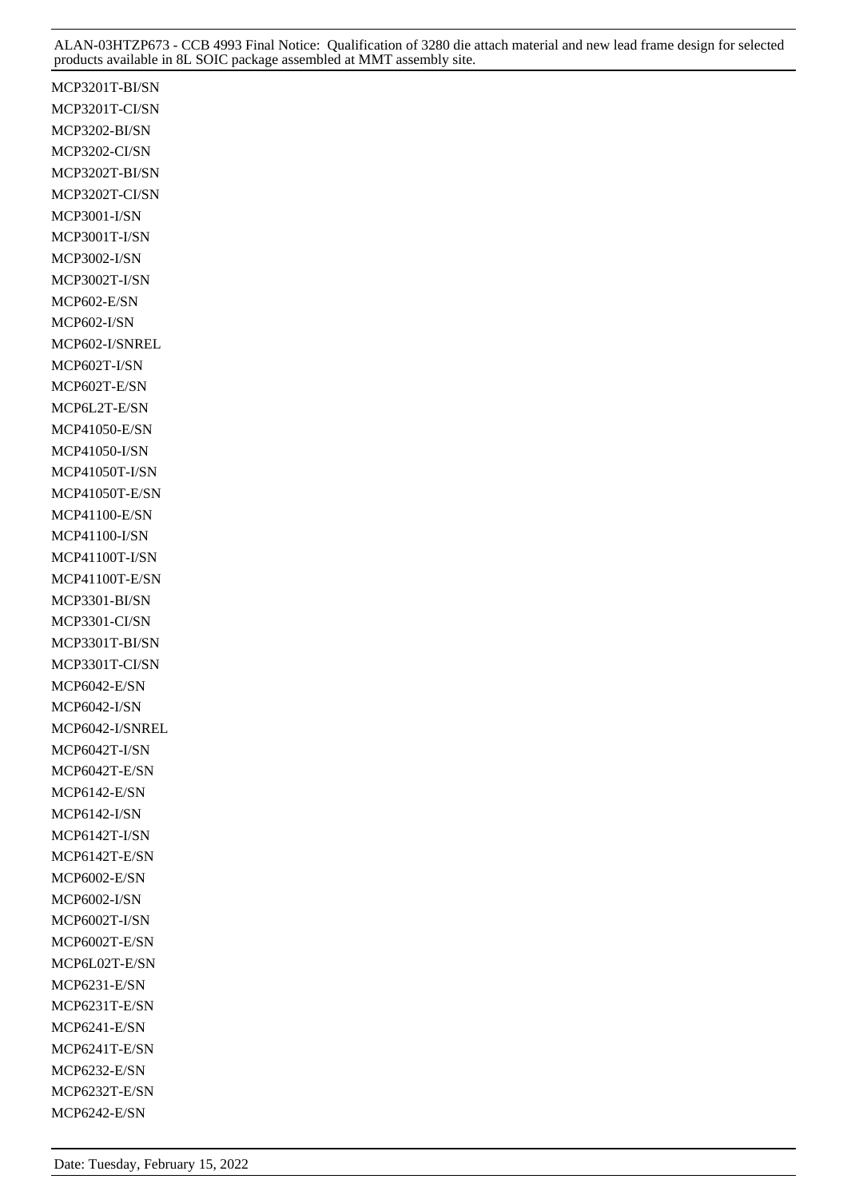MCP3201T-BI/SN
MCP3201T-CI/SN
MCP3202-BI/SN
MCP3202-CI/SN
MCP3202T-BI/SN
MCP3202T-CI/SN
MCP3001-I/SN
MCP3001T-I/SN
MCP3002-I/SN
MCP3002T-I/SN
MCP602-E/SN
MCP602-I/SN
MCP602-I/SNREL
MCP602T-I/SN
MCP602T-E/SN
MCP6L2T-E/SN
MCP41050-E/SN
MCP41050-I/SN
MCP41050T-I/SN
MCP41050T-E/SN
MCP41100-E/SN
MCP41100-I/SN
MCP41100T-I/SN
MCP41100T-E/SN
MCP3301-BI/SN
MCP3301-CI/SN
MCP3301T-BI/SN
MCP3301T-CI/SN
MCP6042-E/SN
MCP6042-I/SN
MCP6042-I/SNREL
MCP6042T-I/SN
MCP6042T-E/SN
MCP6142-E/SN
MCP6142-I/SN
MCP6142T-I/SN
MCP6142T-E/SN
MCP6002-E/SN
MCP6002-I/SN
MCP6002T-I/SN
MCP6002T-E/SN
MCP6L02T-E/SN
MCP6231-E/SN
MCP6231T-E/SN
MCP6241-E/SN
MCP6241T-E/SN
MCP6232-E/SN
MCP6232T-E/SN
MCP6242-E/SN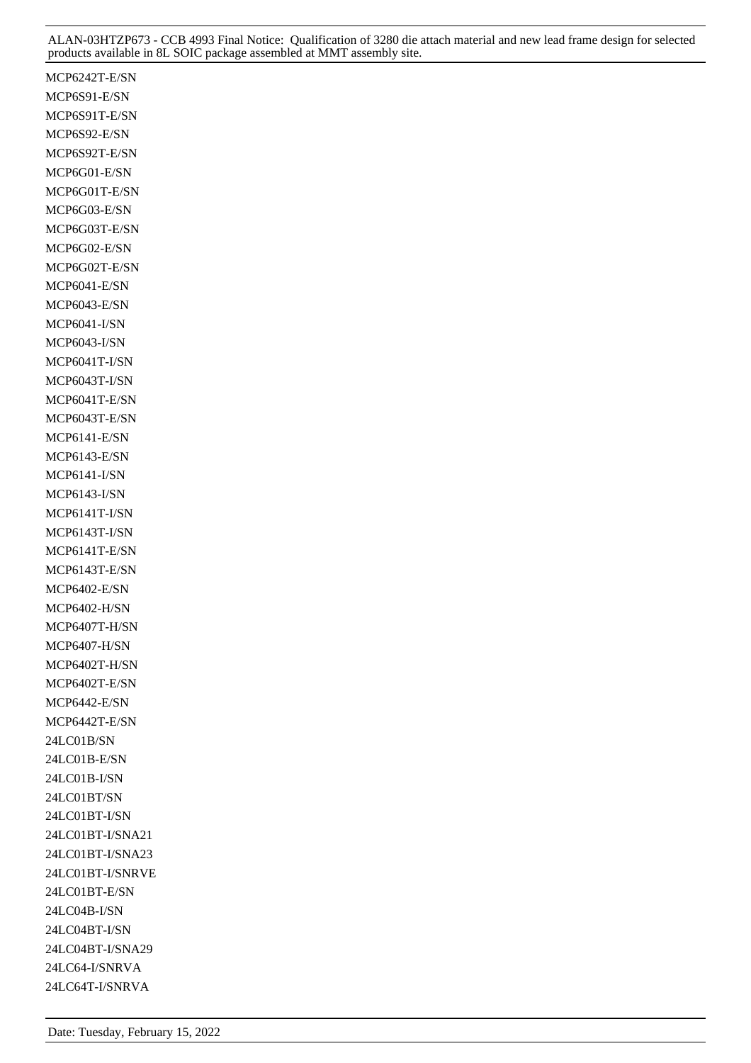MCP6242T-E/SN
MCP6S91-E/SN
MCP6S91T-E/SN
MCP6S92-E/SN
MCP6S92T-E/SN
MCP6G01-E/SN
MCP6G01T-E/SN
MCP6G03-E/SN
MCP6G03T-E/SN
MCP6G02-E/SN
MCP6G02T-E/SN
MCP6041-E/SN
MCP6043-E/SN
MCP6041-I/SN
MCP6043-I/SN
MCP6041T-I/SN
MCP6043T-I/SN
MCP6041T-E/SN
MCP6043T-E/SN
MCP6141-E/SN
MCP6143-E/SN
MCP6141-I/SN
MCP6143-I/SN
MCP6141T-I/SN
MCP6143T-I/SN
MCP6141T-E/SN
MCP6143T-E/SN
MCP6402-E/SN
MCP6402-H/SN
MCP6407T-H/SN
MCP6407-H/SN
MCP6402T-H/SN
MCP6402T-E/SN
MCP6442-E/SN
MCP6442T-E/SN
24LC01B/SN
24LC01B-E/SN
24LC01B-I/SN
24LC01BT/SN
24LC01BT-I/SN
24LC01BT-I/SNA21
24LC01BT-I/SNA23
24LC01BT-I/SNRVE
24LC01BT-E/SN
24LC04B-I/SN
24LC04BT-I/SN
24LC04BT-I/SNA29
24LC64-I/SNRVA
24LC64T-I/SNRVA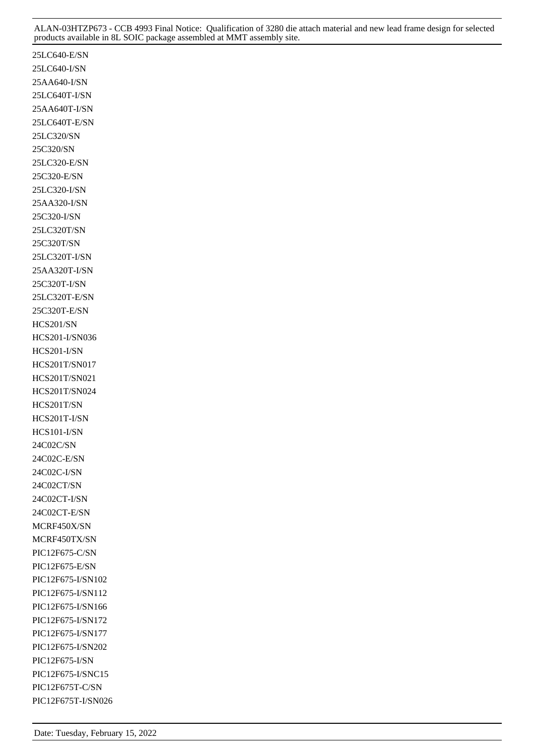25LC640-E/SN
25LC640-I/SN
25AA640-I/SN
25LC640T-I/SN
25AA640T-I/SN
25LC640T-E/SN
25LC320/SN
25C320/SN
25LC320-E/SN
25C320-E/SN
25LC320-I/SN
25AA320-I/SN
25C320-I/SN
25LC320T/SN
25C320T/SN
25LC320T-I/SN
25AA320T-I/SN
25C320T-I/SN
25LC320T-E/SN
25C320T-E/SN
HCS201/SN
HCS201-I/SN036
HCS201-I/SN
HCS201T/SN017
HCS201T/SN021
HCS201T/SN024
HCS201T/SN
HCS201T-I/SN
HCS101-I/SN
24C02C/SN
24C02C-E/SN
24C02C-I/SN
24C02CT/SN
24C02CT-I/SN
24C02CT-E/SN
MCRF450X/SN
MCRF450TX/SN
PIC12F675-C/SN
PIC12F675-E/SN
PIC12F675-I/SN102
PIC12F675-I/SN112
PIC12F675-I/SN166
PIC12F675-I/SN172
PIC12F675-I/SN177
PIC12F675-I/SN202
PIC12F675-I/SN
PIC12F675-I/SNC15
PIC12F675T-C/SN
PIC12F675T-I/SN026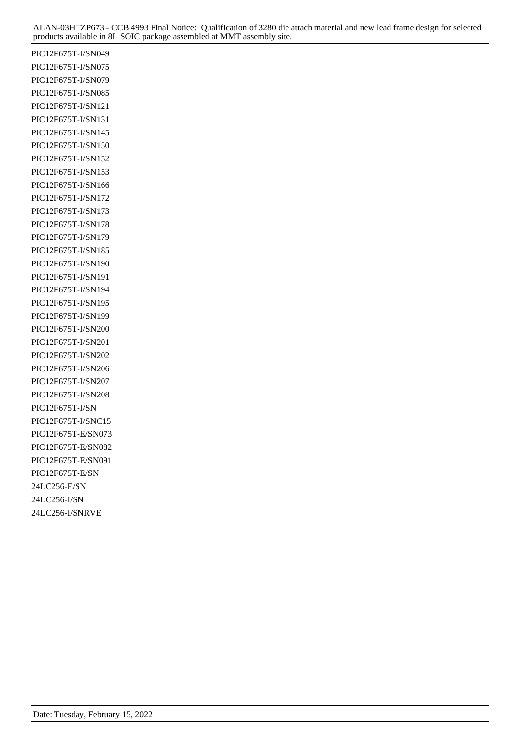PIC12F675T-I/SN049
PIC12F675T-I/SN075
PIC12F675T-I/SN079
PIC12F675T-I/SN085
PIC12F675T-I/SN121
PIC12F675T-I/SN131
PIC12F675T-I/SN145
PIC12F675T-I/SN150
PIC12F675T-I/SN152
PIC12F675T-I/SN153
PIC12F675T-I/SN166
PIC12F675T-I/SN172
PIC12F675T-I/SN173
PIC12F675T-I/SN178
PIC12F675T-I/SN179
PIC12F675T-I/SN185
PIC12F675T-I/SN190
PIC12F675T-I/SN191
PIC12F675T-I/SN194
PIC12F675T-I/SN195
PIC12F675T-I/SN199
PIC12F675T-I/SN200
PIC12F675T-I/SN201
PIC12F675T-I/SN202
PIC12F675T-I/SN206
PIC12F675T-I/SN207
PIC12F675T-I/SN208
PIC12F675T-I/SN
PIC12F675T-I/SNC15
PIC12F675T-E/SN073
PIC12F675T-E/SN082
PIC12F675T-E/SN091
PIC12F675T-E/SN
24LC256-E/SN
24LC256-I/SN
24LC256-I/SNRVE